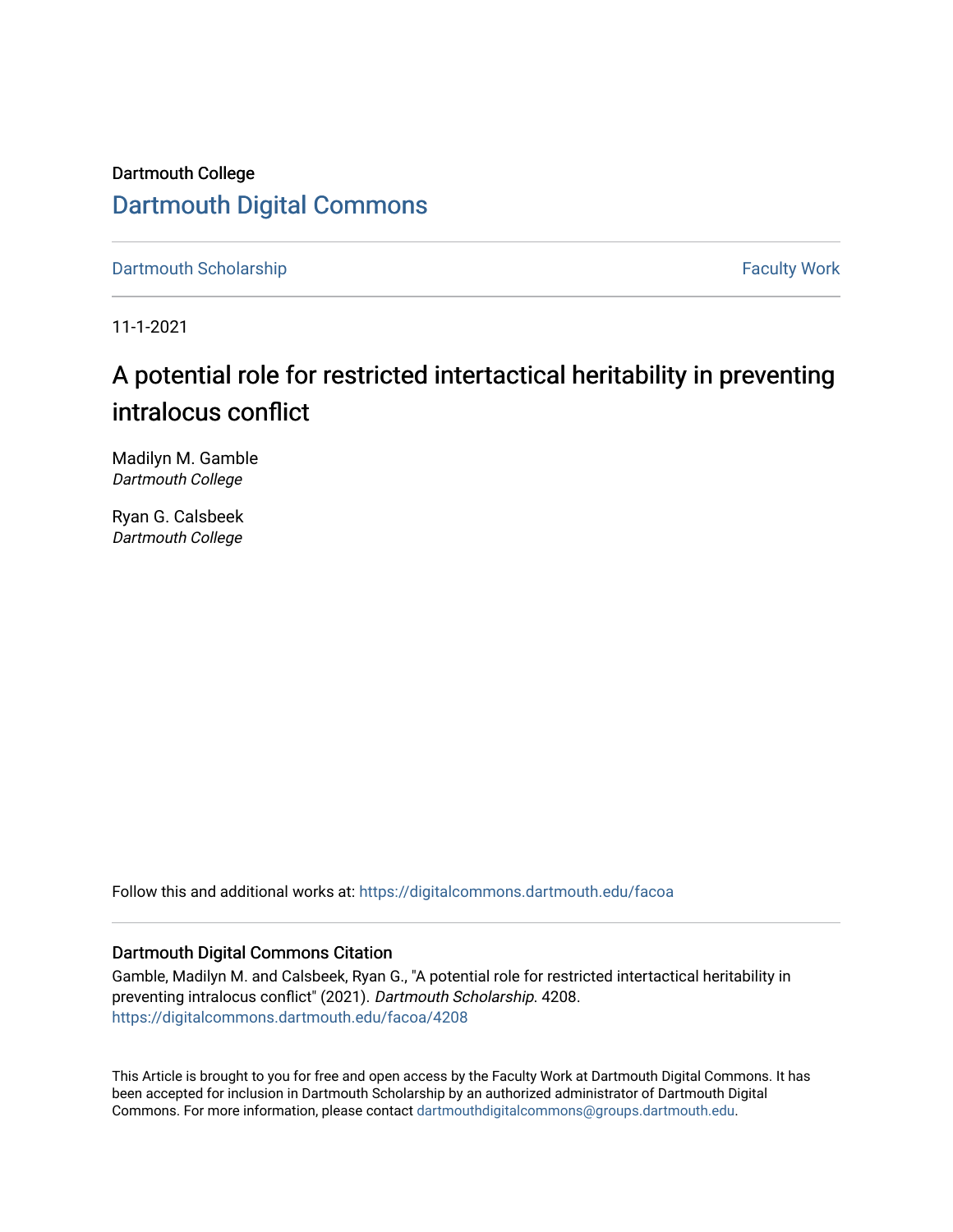Dartmouth College

# Dartmouth Digital Commons

Dartmouth Scholarship | Faculty Work

11-1-2021

## A potential role for restricted intertactical heritability in preventing intralocus conflict

Madilyn M. Gamble
*Dartmouth College*

Ryan G. Calsbeek
*Dartmouth College*

Follow this and additional works at: https://digitalcommons.dartmouth.edu/facoa

### Dartmouth Digital Commons Citation

Gamble, Madilyn M. and Calsbeek, Ryan G., "A potential role for restricted intertactical heritability in preventing intralocus conflict" (2021). *Dartmouth Scholarship*. 4208.
https://digitalcommons.dartmouth.edu/facoa/4208

This Article is brought to you for free and open access by the Faculty Work at Dartmouth Digital Commons. It has been accepted for inclusion in Dartmouth Scholarship by an authorized administrator of Dartmouth Digital Commons. For more information, please contact dartmouthdigitalcommons@groups.dartmouth.edu.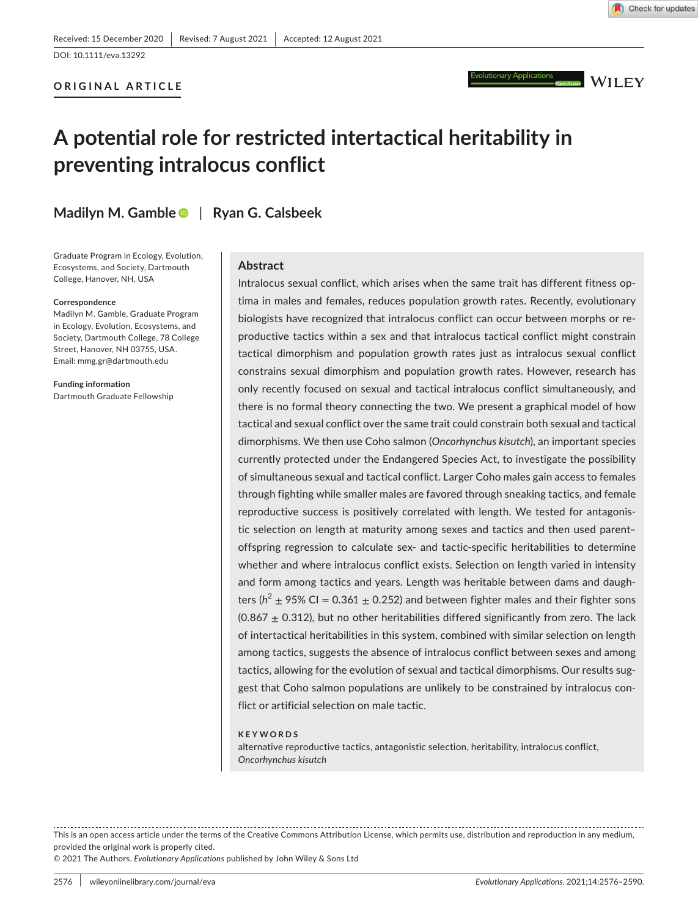Received: 15 December 2020 | Revised: 7 August 2021 | Accepted: 12 August 2021

DOI: 10.1111/eva.13292

**ORIGINAL ARTICLE**

# A potential role for restricted intertactical heritability in preventing intralocus conflict

**Madilyn M. Gamble** | **Ryan G. Calsbeek**

Graduate Program in Ecology, Evolution, Ecosystems, and Society, Dartmouth College, Hanover, NH, USA

**Correspondence**
Madilyn M. Gamble, Graduate Program in Ecology, Evolution, Ecosystems, and Society, Dartmouth College, 78 College Street, Hanover, NH 03755, USA.
Email: mmg.gr@dartmouth.edu

**Funding information**
Dartmouth Graduate Fellowship

## Abstract

Intralocus sexual conflict, which arises when the same trait has different fitness optima in males and females, reduces population growth rates. Recently, evolutionary biologists have recognized that intralocus conflict can occur between morphs or reproductive tactics within a sex and that intralocus tactical conflict might constrain tactical dimorphism and population growth rates just as intralocus sexual conflict constrains sexual dimorphism and population growth rates. However, research has only recently focused on sexual and tactical intralocus conflict simultaneously, and there is no formal theory connecting the two. We present a graphical model of how tactical and sexual conflict over the same trait could constrain both sexual and tactical dimorphisms. We then use Coho salmon (*Oncorhynchus kisutch*), an important species currently protected under the Endangered Species Act, to investigate the possibility of simultaneous sexual and tactical conflict. Larger Coho males gain access to females through fighting while smaller males are favored through sneaking tactics, and female reproductive success is positively correlated with length. We tested for antagonistic selection on length at maturity among sexes and tactics and then used parent–offspring regression to calculate sex- and tactic-specific heritabilities to determine whether and where intralocus conflict exists. Selection on length varied in intensity and form among tactics and years. Length was heritable between dams and daughters ($h^2 \pm$ 95% CI = 0.361 $\pm$ 0.252) and between fighter males and their fighter sons (0.867 $\pm$ 0.312), but no other heritabilities differed significantly from zero. The lack of intertactical heritabilities in this system, combined with similar selection on length among tactics, suggests the absence of intralocus conflict between sexes and among tactics, allowing for the evolution of sexual and tactical dimorphisms. Our results suggest that Coho salmon populations are unlikely to be constrained by intralocus conflict or artificial selection on male tactic.

**KEYWORDS**

alternative reproductive tactics, antagonistic selection, heritability, intralocus conflict, *Oncorhynchus kisutch*

This is an open access article under the terms of the Creative Commons Attribution License, which permits use, distribution and reproduction in any medium, provided the original work is properly cited.
© 2021 The Authors. *Evolutionary Applications* published by John Wiley & Sons Ltd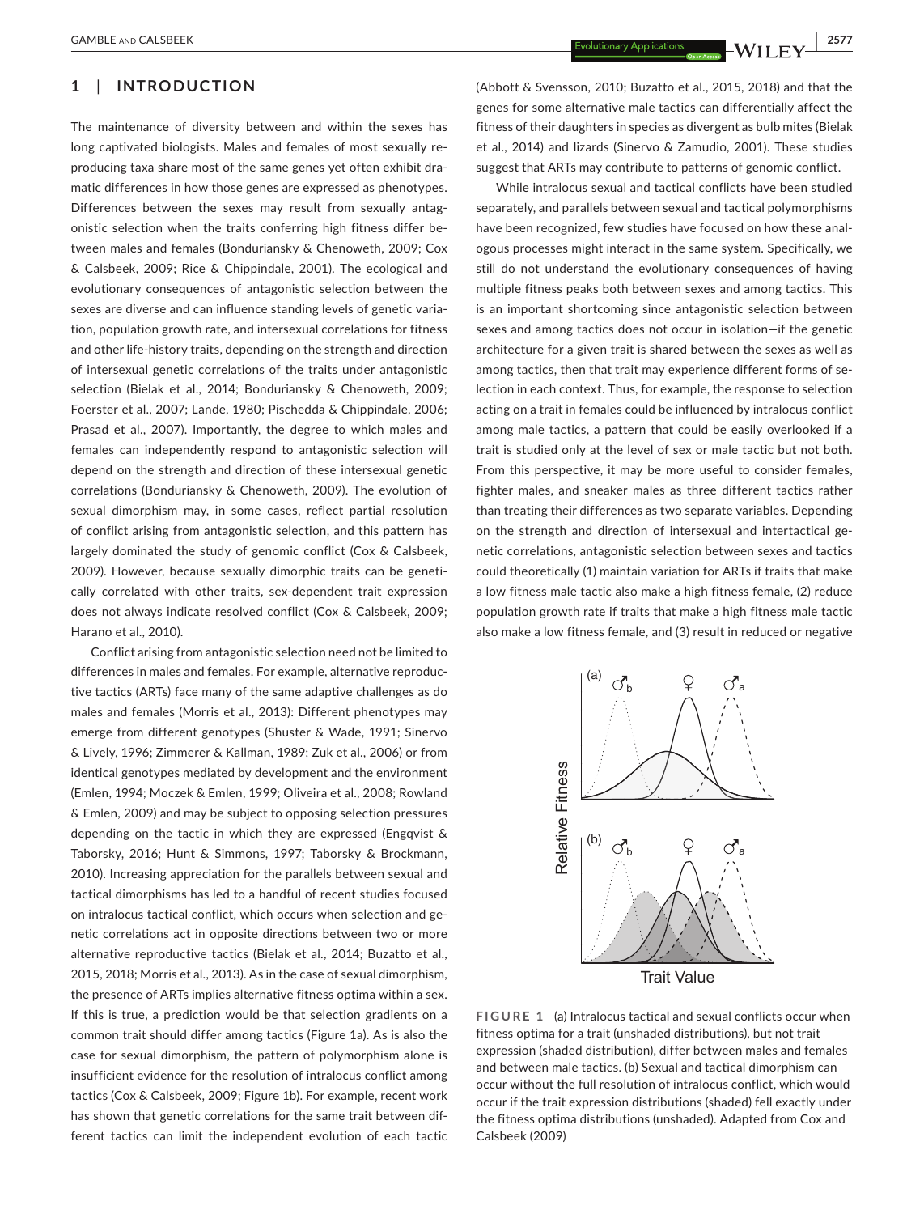## 1 | INTRODUCTION

The maintenance of diversity between and within the sexes has long captivated biologists. Males and females of most sexually reproducing taxa share most of the same genes yet often exhibit dramatic differences in how those genes are expressed as phenotypes. Differences between the sexes may result from sexually antagonistic selection when the traits conferring high fitness differ between males and females (Bonduriansky & Chenoweth, 2009; Cox & Calsbeek, 2009; Rice & Chippindale, 2001). The ecological and evolutionary consequences of antagonistic selection between the sexes are diverse and can influence standing levels of genetic variation, population growth rate, and intersexual correlations for fitness and other life-history traits, depending on the strength and direction of intersexual genetic correlations of the traits under antagonistic selection (Bielak et al., 2014; Bonduriansky & Chenoweth, 2009; Foerster et al., 2007; Lande, 1980; Pischedda & Chippindale, 2006; Prasad et al., 2007). Importantly, the degree to which males and females can independently respond to antagonistic selection will depend on the strength and direction of these intersexual genetic correlations (Bonduriansky & Chenoweth, 2009). The evolution of sexual dimorphism may, in some cases, reflect partial resolution of conflict arising from antagonistic selection, and this pattern has largely dominated the study of genomic conflict (Cox & Calsbeek, 2009). However, because sexually dimorphic traits can be genetically correlated with other traits, sex-dependent trait expression does not always indicate resolved conflict (Cox & Calsbeek, 2009; Harano et al., 2010).

Conflict arising from antagonistic selection need not be limited to differences in males and females. For example, alternative reproductive tactics (ARTs) face many of the same adaptive challenges as do males and females (Morris et al., 2013): Different phenotypes may emerge from different genotypes (Shuster & Wade, 1991; Sinervo & Lively, 1996; Zimmerer & Kallman, 1989; Zuk et al., 2006) or from identical genotypes mediated by development and the environment (Emlen, 1994; Moczek & Emlen, 1999; Oliveira et al., 2008; Rowland & Emlen, 2009) and may be subject to opposing selection pressures depending on the tactic in which they are expressed (Engqvist & Taborsky, 2016; Hunt & Simmons, 1997; Taborsky & Brockmann, 2010). Increasing appreciation for the parallels between sexual and tactical dimorphisms has led to a handful of recent studies focused on intralocus tactical conflict, which occurs when selection and genetic correlations act in opposite directions between two or more alternative reproductive tactics (Bielak et al., 2014; Buzatto et al., 2015, 2018; Morris et al., 2013). As in the case of sexual dimorphism, the presence of ARTs implies alternative fitness optima within a sex. If this is true, a prediction would be that selection gradients on a common trait should differ among tactics (Figure 1a). As is also the case for sexual dimorphism, the pattern of polymorphism alone is insufficient evidence for the resolution of intralocus conflict among tactics (Cox & Calsbeek, 2009; Figure 1b). For example, recent work has shown that genetic correlations for the same trait between different tactics can limit the independent evolution of each tactic (Abbott & Svensson, 2010; Buzatto et al., 2015, 2018) and that the genes for some alternative male tactics can differentially affect the fitness of their daughters in species as divergent as bulb mites (Bielak et al., 2014) and lizards (Sinervo & Zamudio, 2001). These studies suggest that ARTs may contribute to patterns of genomic conflict.

While intralocus sexual and tactical conflicts have been studied separately, and parallels between sexual and tactical polymorphisms have been recognized, few studies have focused on how these analogous processes might interact in the same system. Specifically, we still do not understand the evolutionary consequences of having multiple fitness peaks both between sexes and among tactics. This is an important shortcoming since antagonistic selection between sexes and among tactics does not occur in isolation—if the genetic architecture for a given trait is shared between the sexes as well as among tactics, then that trait may experience different forms of selection in each context. Thus, for example, the response to selection acting on a trait in females could be influenced by intralocus conflict among male tactics, a pattern that could be easily overlooked if a trait is studied only at the level of sex or male tactic but not both. From this perspective, it may be more useful to consider females, fighter males, and sneaker males as three different tactics rather than treating their differences as two separate variables. Depending on the strength and direction of intersexual and intertactical genetic correlations, antagonistic selection between sexes and tactics could theoretically (1) maintain variation for ARTs if traits that make a low fitness male tactic also make a high fitness female, (2) reduce population growth rate if traits that make a high fitness male tactic also make a low fitness female, and (3) result in reduced or negative

**FIGURE 1** (a) Intralocus tactical and sexual conflicts occur when fitness optima for a trait (unshaded distributions), but not trait expression (shaded distribution), differ between males and females and between male tactics. (b) Sexual and tactical dimorphism can occur without the full resolution of intralocus conflict, which would occur if the trait expression distributions (shaded) fell exactly under the fitness optima distributions (unshaded). Adapted from Cox and Calsbeek (2009)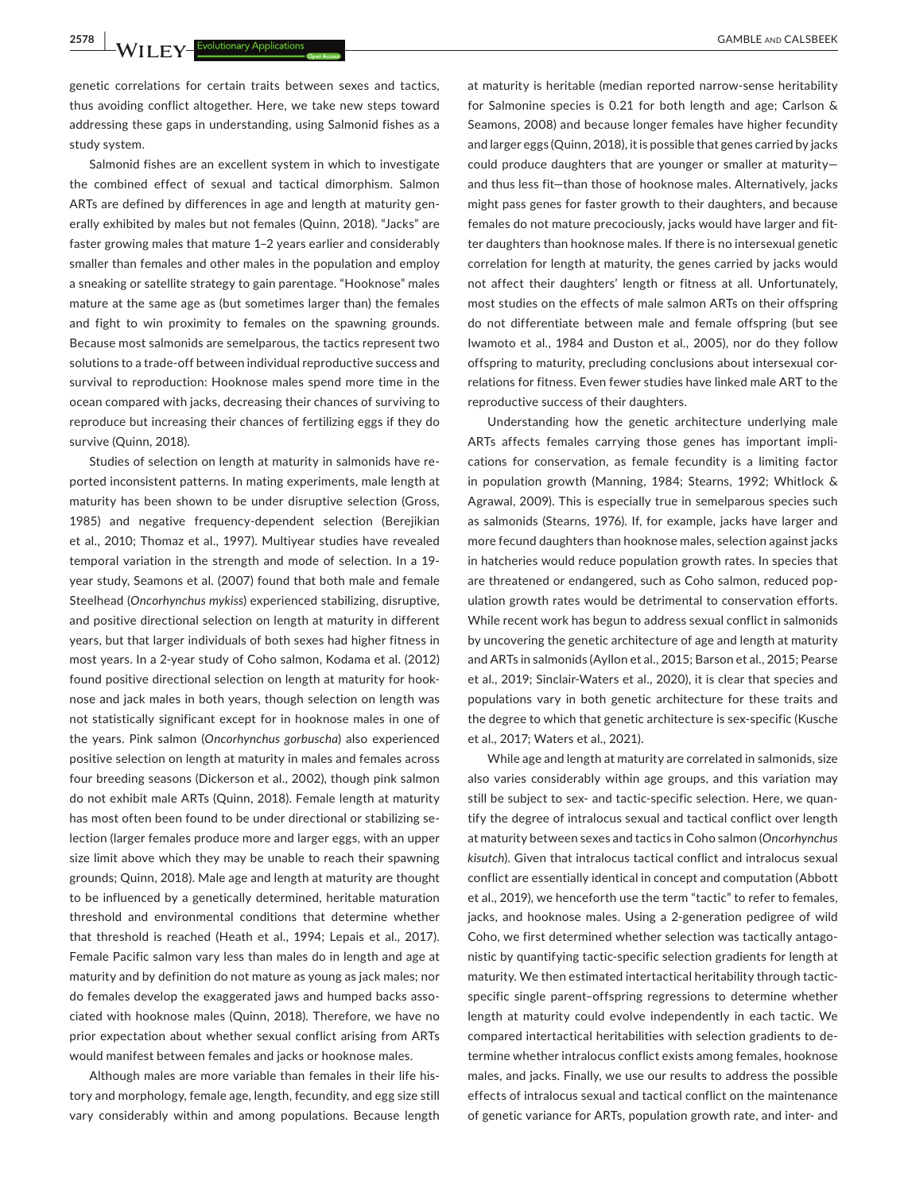genetic correlations for certain traits between sexes and tactics, thus avoiding conflict altogether. Here, we take new steps toward addressing these gaps in understanding, using Salmonid fishes as a study system.

Salmonid fishes are an excellent system in which to investigate the combined effect of sexual and tactical dimorphism. Salmon ARTs are defined by differences in age and length at maturity generally exhibited by males but not females (Quinn, 2018). "Jacks" are faster growing males that mature 1–2 years earlier and considerably smaller than females and other males in the population and employ a sneaking or satellite strategy to gain parentage. "Hooknose" males mature at the same age as (but sometimes larger than) the females and fight to win proximity to females on the spawning grounds. Because most salmonids are semelparous, the tactics represent two solutions to a trade-off between individual reproductive success and survival to reproduction: Hooknose males spend more time in the ocean compared with jacks, decreasing their chances of surviving to reproduce but increasing their chances of fertilizing eggs if they do survive (Quinn, 2018).

Studies of selection on length at maturity in salmonids have reported inconsistent patterns. In mating experiments, male length at maturity has been shown to be under disruptive selection (Gross, 1985) and negative frequency-dependent selection (Berejikian et al., 2010; Thomaz et al., 1997). Multiyear studies have revealed temporal variation in the strength and mode of selection. In a 19-year study, Seamons et al. (2007) found that both male and female Steelhead (*Oncorhynchus mykiss*) experienced stabilizing, disruptive, and positive directional selection on length at maturity in different years, but that larger individuals of both sexes had higher fitness in most years. In a 2-year study of Coho salmon, Kodama et al. (2012) found positive directional selection on length at maturity for hooknose and jack males in both years, though selection on length was not statistically significant except for in hooknose males in one of the years. Pink salmon (*Oncorhynchus gorbuscha*) also experienced positive selection on length at maturity in males and females across four breeding seasons (Dickerson et al., 2002), though pink salmon do not exhibit male ARTs (Quinn, 2018). Female length at maturity has most often been found to be under directional or stabilizing selection (larger females produce more and larger eggs, with an upper size limit above which they may be unable to reach their spawning grounds; Quinn, 2018). Male age and length at maturity are thought to be influenced by a genetically determined, heritable maturation threshold and environmental conditions that determine whether that threshold is reached (Heath et al., 1994; Lepais et al., 2017). Female Pacific salmon vary less than males do in length and age at maturity and by definition do not mature as young as jack males; nor do females develop the exaggerated jaws and humped backs associated with hooknose males (Quinn, 2018). Therefore, we have no prior expectation about whether sexual conflict arising from ARTs would manifest between females and jacks or hooknose males.

Although males are more variable than females in their life history and morphology, female age, length, fecundity, and egg size still vary considerably within and among populations. Because length at maturity is heritable (median reported narrow-sense heritability for Salmonine species is 0.21 for both length and age; Carlson & Seamons, 2008) and because longer females have higher fecundity and larger eggs (Quinn, 2018), it is possible that genes carried by jacks could produce daughters that are younger or smaller at maturity—and thus less fit—than those of hooknose males. Alternatively, jacks might pass genes for faster growth to their daughters, and because females do not mature precociously, jacks would have larger and fitter daughters than hooknose males. If there is no intersexual genetic correlation for length at maturity, the genes carried by jacks would not affect their daughters' length or fitness at all. Unfortunately, most studies on the effects of male salmon ARTs on their offspring do not differentiate between male and female offspring (but see Iwamoto et al., 1984 and Duston et al., 2005), nor do they follow offspring to maturity, precluding conclusions about intersexual correlations for fitness. Even fewer studies have linked male ART to the reproductive success of their daughters.

Understanding how the genetic architecture underlying male ARTs affects females carrying those genes has important implications for conservation, as female fecundity is a limiting factor in population growth (Manning, 1984; Stearns, 1992; Whitlock & Agrawal, 2009). This is especially true in semelparous species such as salmonids (Stearns, 1976). If, for example, jacks have larger and more fecund daughters than hooknose males, selection against jacks in hatcheries would reduce population growth rates. In species that are threatened or endangered, such as Coho salmon, reduced population growth rates would be detrimental to conservation efforts. While recent work has begun to address sexual conflict in salmonids by uncovering the genetic architecture of age and length at maturity and ARTs in salmonids (Ayllon et al., 2015; Barson et al., 2015; Pearse et al., 2019; Sinclair-Waters et al., 2020), it is clear that species and populations vary in both genetic architecture for these traits and the degree to which that genetic architecture is sex-specific (Kusche et al., 2017; Waters et al., 2021).

While age and length at maturity are correlated in salmonids, size also varies considerably within age groups, and this variation may still be subject to sex- and tactic-specific selection. Here, we quantify the degree of intralocus sexual and tactical conflict over length at maturity between sexes and tactics in Coho salmon (*Oncorhynchus kisutch*). Given that intralocus tactical conflict and intralocus sexual conflict are essentially identical in concept and computation (Abbott et al., 2019), we henceforth use the term "tactic" to refer to females, jacks, and hooknose males. Using a 2-generation pedigree of wild Coho, we first determined whether selection was tactically antagonistic by quantifying tactic-specific selection gradients for length at maturity. We then estimated intertactical heritability through tactic-specific single parent–offspring regressions to determine whether length at maturity could evolve independently in each tactic. We compared intertactical heritabilities with selection gradients to determine whether intralocus conflict exists among females, hooknose males, and jacks. Finally, we use our results to address the possible effects of intralocus sexual and tactical conflict on the maintenance of genetic variance for ARTs, population growth rate, and inter- and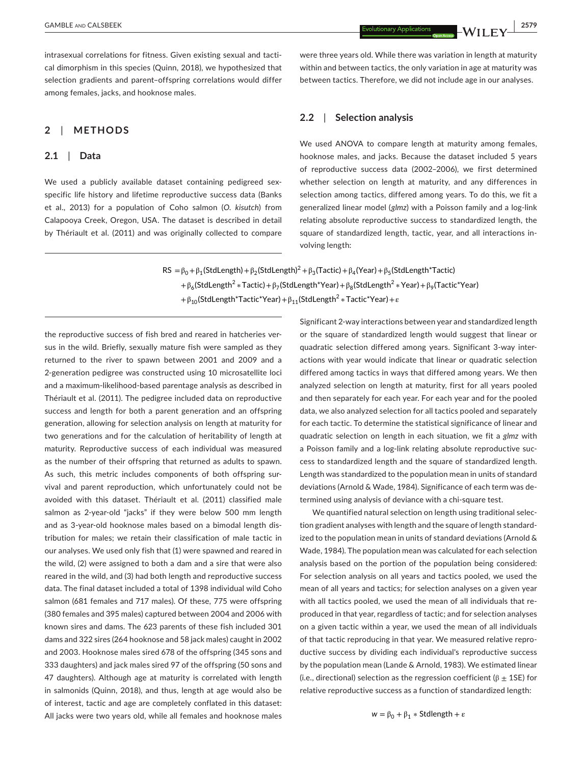intrasexual correlations for fitness. Given existing sexual and tactical dimorphism in this species (Quinn, 2018), we hypothesized that selection gradients and parent–offspring correlations would differ among females, jacks, and hooknose males.

## 2 | METHODS

### 2.1 | Data

We used a publicly available dataset containing pedigreed sex-specific life history and lifetime reproductive success data (Banks et al., 2013) for a population of Coho salmon (*O. kisutch*) from Calapooya Creek, Oregon, USA. The dataset is described in detail by Thériault et al. (2011) and was originally collected to compare the reproductive success of fish bred and reared in hatcheries versus in the wild. Briefly, sexually mature fish were sampled as they returned to the river to spawn between 2001 and 2009 and a 2-generation pedigree was constructed using 10 microsatellite loci and a maximum-likelihood-based parentage analysis as described in Thériault et al. (2011). The pedigree included data on reproductive success and length for both a parent generation and an offspring generation, allowing for selection analysis on length at maturity for two generations and for the calculation of heritability of length at maturity. Reproductive success of each individual was measured as the number of their offspring that returned as adults to spawn. As such, this metric includes components of both offspring survival and parent reproduction, which unfortunately could not be avoided with this dataset. Thériault et al. (2011) classified male salmon as 2-year-old "jacks" if they were below 500 mm length and as 3-year-old hooknose males based on a bimodal length distribution for males; we retain their classification of male tactic in our analyses. We used only fish that (1) were spawned and reared in the wild, (2) were assigned to both a dam and a sire that were also reared in the wild, and (3) had both length and reproductive success data. The final dataset included a total of 1398 individual wild Coho salmon (681 females and 717 males). Of these, 775 were offspring (380 females and 395 males) captured between 2004 and 2006 with known sires and dams. The 623 parents of these fish included 301 dams and 322 sires (264 hooknose and 58 jack males) caught in 2002 and 2003. Hooknose males sired 678 of the offspring (345 sons and 333 daughters) and jack males sired 97 of the offspring (50 sons and 47 daughters). Although age at maturity is correlated with length in salmonids (Quinn, 2018), and thus, length at age would also be of interest, tactic and age are completely conflated in this dataset: All jacks were two years old, while all females and hooknose males were three years old. While there was variation in length at maturity within and between tactics, the only variation in age at maturity was between tactics. Therefore, we did not include age in our analyses.

### 2.2 | Selection analysis

We used ANOVA to compare length at maturity among females, hooknose males, and jacks. Because the dataset included 5 years of reproductive success data (2002–2006), we first determined whether selection on length at maturity, and any differences in selection among tactics, differed among years. To do this, we fit a generalized linear model (*glmz*) with a Poisson family and a log-link relating absolute reproductive success to standardized length, the square of standardized length, tactic, year, and all interactions involving length:

$$
\begin{aligned}
\text{RS} = {} & \beta_0 + \beta_1(\text{StdLength}) + \beta_2(\text{StdLength})^2 + \beta_3(\text{Tactic}) + \beta_4(\text{Year}) + \beta_5(\text{StdLength*Tactic}) \\
& + \beta_6(\text{StdLength}^2 * \text{Tactic}) + \beta_7(\text{StdLength*Year}) + \beta_8(\text{StdLength}^2 * \text{Year}) + \beta_9(\text{Tactic*Year}) \\
& + \beta_{10}(\text{StdLength*Tactic*Year}) + \beta_{11}(\text{StdLength}^2 * \text{Tactic*Year}) + \varepsilon
\end{aligned}
$$

Significant 2-way interactions between year and standardized length or the square of standardized length would suggest that linear or quadratic selection differed among years. Significant 3-way interactions with year would indicate that linear or quadratic selection differed among tactics in ways that differed among years. We then analyzed selection on length at maturity, first for all years pooled and then separately for each year. For each year and for the pooled data, we also analyzed selection for all tactics pooled and separately for each tactic. To determine the statistical significance of linear and quadratic selection on length in each situation, we fit a *glmz* with a Poisson family and a log-link relating absolute reproductive success to standardized length and the square of standardized length. Length was standardized to the population mean in units of standard deviations (Arnold & Wade, 1984). Significance of each term was determined using analysis of deviance with a chi-square test.

We quantified natural selection on length using traditional selection gradient analyses with length and the square of length standardized to the population mean in units of standard deviations (Arnold & Wade, 1984). The population mean was calculated for each selection analysis based on the portion of the population being considered: For selection analysis on all years and tactics pooled, we used the mean of all years and tactics; for selection analyses on a given year with all tactics pooled, we used the mean of all individuals that reproduced in that year, regardless of tactic; and for selection analyses on a given tactic within a year, we used the mean of all individuals of that tactic reproducing in that year. We measured relative reproductive success by dividing each individual's reproductive success by the population mean (Lande & Arnold, 1983). We estimated linear (i.e., directional) selection as the regression coefficient ($\beta \pm 1\text{SE}$) for relative reproductive success as a function of standardized length:

$$
w = \beta_0 + \beta_1 * \text{Stdlength} + \varepsilon
$$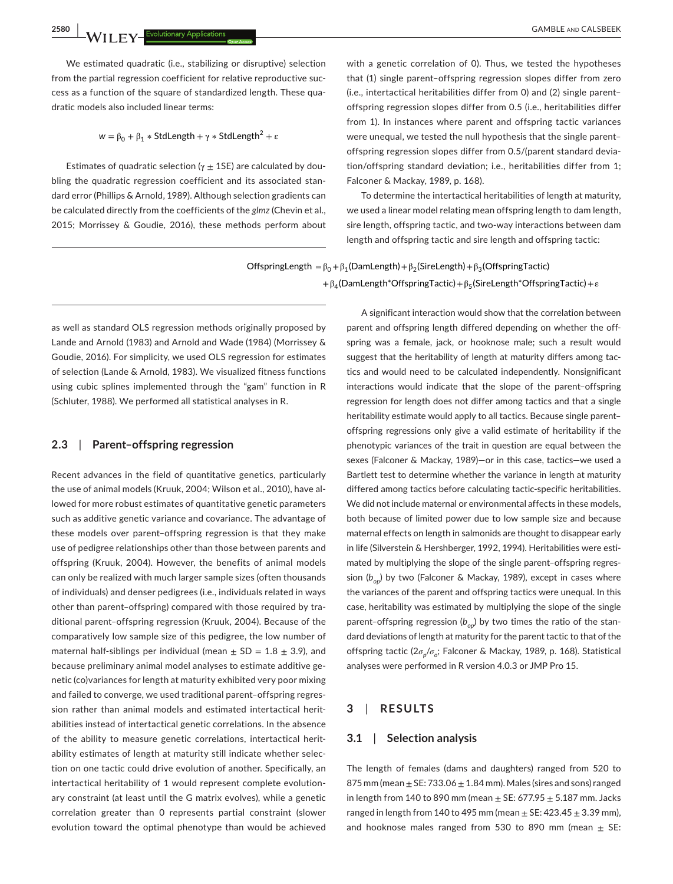We estimated quadratic (i.e., stabilizing or disruptive) selection from the partial regression coefficient for relative reproductive success as a function of the square of standardized length. These quadratic models also included linear terms:

$$w = \beta_0 + \beta_1 * \text{StdLength} + \gamma * \text{StdLength}^2 + \varepsilon$$

Estimates of quadratic selection ($\gamma \pm 1\text{SE}$) are calculated by doubling the quadratic regression coefficient and its associated standard error (Phillips & Arnold, 1989). Although selection gradients can be calculated directly from the coefficients of the *glmz* (Chevin et al., 2015; Morrissey & Goudie, 2016), these methods perform about as well as standard OLS regression methods originally proposed by Lande and Arnold (1983) and Arnold and Wade (1984) (Morrissey & Goudie, 2016). For simplicity, we used OLS regression for estimates of selection (Lande & Arnold, 1983). We visualized fitness functions using cubic splines implemented through the "gam" function in R (Schluter, 1988). We performed all statistical analyses in R.

## 2.3 | Parent–offspring regression

Recent advances in the field of quantitative genetics, particularly the use of animal models (Kruuk, 2004; Wilson et al., 2010), have allowed for more robust estimates of quantitative genetic parameters such as additive genetic variance and covariance. The advantage of these models over parent–offspring regression is that they make use of pedigree relationships other than those between parents and offspring (Kruuk, 2004). However, the benefits of animal models can only be realized with much larger sample sizes (often thousands of individuals) and denser pedigrees (i.e., individuals related in ways other than parent–offspring) compared with those required by traditional parent–offspring regression (Kruuk, 2004). Because of the comparatively low sample size of this pedigree, the low number of maternal half-siblings per individual (mean ± SD = 1.8 ± 3.9), and because preliminary animal model analyses to estimate additive genetic (co)variances for length at maturity exhibited very poor mixing and failed to converge, we used traditional parent–offspring regression rather than animal models and estimated intertactical heritabilities instead of intertactical genetic correlations. In the absence of the ability to measure genetic correlations, intertactical heritability estimates of length at maturity still indicate whether selection on one tactic could drive evolution of another. Specifically, an intertactical heritability of 1 would represent complete evolutionary constraint (at least until the G matrix evolves), while a genetic correlation greater than 0 represents partial constraint (slower evolution toward the optimal phenotype than would be achieved with a genetic correlation of 0). Thus, we tested the hypotheses that (1) single parent–offspring regression slopes differ from zero (i.e., intertactical heritabilities differ from 0) and (2) single parent–offspring regression slopes differ from 0.5 (i.e., heritabilities differ from 1). In instances where parent and offspring tactic variances were unequal, we tested the null hypothesis that the single parent–offspring regression slopes differ from 0.5/(parent standard deviation/offspring standard deviation; i.e., heritabilities differ from 1; Falconer & Mackay, 1989, p. 168).

To determine the intertactical heritabilities of length at maturity, we used a linear model relating mean offspring length to dam length, sire length, offspring tactic, and two-way interactions between dam length and offspring tactic and sire length and offspring tactic:

$$\begin{aligned}\text{OffspringLength} = {} & \beta_0 + \beta_1(\text{DamLength}) + \beta_2(\text{SireLength}) + \beta_3(\text{OffspringTactic}) \\ & + \beta_4(\text{DamLength*OffspringTactic}) + \beta_5(\text{SireLength*OffspringTactic}) + \varepsilon\end{aligned}$$

A significant interaction would show that the correlation between parent and offspring length differed depending on whether the offspring was a female, jack, or hooknose male; such a result would suggest that the heritability of length at maturity differs among tactics and would need to be calculated independently. Nonsignificant interactions would indicate that the slope of the parent–offspring regression for length does not differ among tactics and that a single heritability estimate would apply to all tactics. Because single parent–offspring regressions only give a valid estimate of heritability if the phenotypic variances of the trait in question are equal between the sexes (Falconer & Mackay, 1989)—or in this case, tactics—we used a Bartlett test to determine whether the variance in length at maturity differed among tactics before calculating tactic-specific heritabilities. We did not include maternal or environmental affects in these models, both because of limited power due to low sample size and because maternal effects on length in salmonids are thought to disappear early in life (Silverstein & Hershberger, 1992, 1994). Heritabilities were estimated by multiplying the slope of the single parent–offspring regression ($b_{op}$) by two (Falconer & Mackay, 1989), except in cases where the variances of the parent and offspring tactics were unequal. In this case, heritability was estimated by multiplying the slope of the single parent–offspring regression ($b_{op}$) by two times the ratio of the standard deviations of length at maturity for the parent tactic to that of the offspring tactic ($2\sigma_p/\sigma_o$; Falconer & Mackay, 1989, p. 168). Statistical analyses were performed in R version 4.0.3 or JMP Pro 15.

# 3 | RESULTS

## 3.1 | Selection analysis

The length of females (dams and daughters) ranged from 520 to 875 mm (mean ± SE: 733.06 ± 1.84 mm). Males (sires and sons) ranged in length from 140 to 890 mm (mean ± SE: 677.95 ± 5.187 mm. Jacks ranged in length from 140 to 495 mm (mean ± SE: 423.45 ± 3.39 mm), and hooknose males ranged from 530 to 890 mm (mean ± SE: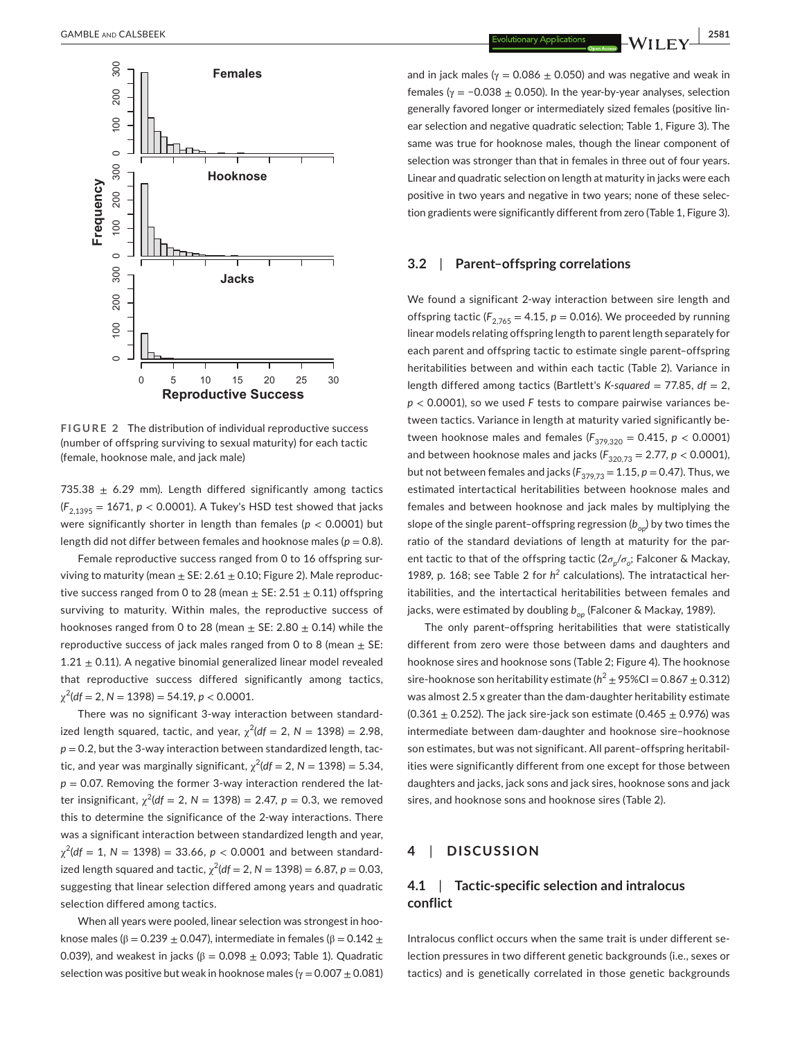FIGURE 2 The distribution of individual reproductive success (number of offspring surviving to sexual maturity) for each tactic (female, hooknose male, and jack male)

735.38 ± 6.29 mm). Length differed significantly among tactics ($F_{2,1395}$ = 1671, $p$ < 0.0001). A Tukey's HSD test showed that jacks were significantly shorter in length than females ($p$ < 0.0001) but length did not differ between females and hooknose males ($p$ = 0.8).

Female reproductive success ranged from 0 to 16 offspring surviving to maturity (mean ± SE: 2.61 ± 0.10; Figure 2). Male reproductive success ranged from 0 to 28 (mean ± SE: 2.51 ± 0.11) offspring surviving to maturity. Within males, the reproductive success of hooknoses ranged from 0 to 28 (mean ± SE: 2.80 ± 0.14) while the reproductive success of jack males ranged from 0 to 8 (mean ± SE: 1.21 ± 0.11). A negative binomial generalized linear model revealed that reproductive success differed significantly among tactics, $\chi^2$($df$ = 2, $N$ = 1398) = 54.19, $p$ < 0.0001.

There was no significant 3-way interaction between standardized length squared, tactic, and year, $\chi^2$($df$ = 2, $N$ = 1398) = 2.98, $p$ = 0.2, but the 3-way interaction between standardized length, tactic, and year was marginally significant, $\chi^2$($df$ = 2, $N$ = 1398) = 5.34, $p$ = 0.07. Removing the former 3-way interaction rendered the latter insignificant, $\chi^2$($df$ = 2, $N$ = 1398) = 2.47, $p$ = 0.3, we removed this to determine the significance of the 2-way interactions. There was a significant interaction between standardized length and year, $\chi^2$($df$ = 1, $N$ = 1398) = 33.66, $p$ < 0.0001 and between standardized length squared and tactic, $\chi^2$($df$ = 2, $N$ = 1398) = 6.87, $p$ = 0.03, suggesting that linear selection differed among years and quadratic selection differed among tactics.

When all years were pooled, linear selection was strongest in hooknose males (β = 0.239 ± 0.047), intermediate in females (β = 0.142 ± 0.039), and weakest in jacks (β = 0.098 ± 0.093; Table 1). Quadratic selection was positive but weak in hooknose males (γ = 0.007 ± 0.081) and in jack males (γ = 0.086 ± 0.050) and was negative and weak in females (γ = −0.038 ± 0.050). In the year-by-year analyses, selection generally favored longer or intermediately sized females (positive linear selection and negative quadratic selection; Table 1, Figure 3). The same was true for hooknose males, though the linear component of selection was stronger than that in females in three out of four years. Linear and quadratic selection on length at maturity in jacks were each positive in two years and negative in two years; none of these selection gradients were significantly different from zero (Table 1, Figure 3).

## 3.2 | Parent–offspring correlations

We found a significant 2-way interaction between sire length and offspring tactic ($F_{2,765}$ = 4.15, $p$ = 0.016). We proceeded by running linear models relating offspring length to parent length separately for each parent and offspring tactic to estimate single parent–offspring heritabilities between and within each tactic (Table 2). Variance in length differed among tactics (Bartlett's *K-squared* = 77.85, $df$ = 2, $p$ < 0.0001), so we used $F$ tests to compare pairwise variances between tactics. Variance in length at maturity varied significantly between hooknose males and females ($F_{379,320}$ = 0.415, $p$ < 0.0001) and between hooknose males and jacks ($F_{320,73}$ = 2.77, $p$ < 0.0001), but not between females and jacks ($F_{379,73}$ = 1.15, $p$ = 0.47). Thus, we estimated intertactical heritabilities between hooknose males and females and between hooknose and jack males by multiplying the slope of the single parent–offspring regression ($b_{op}$) by two times the ratio of the standard deviations of length at maturity for the parent tactic to that of the offspring tactic ($2\sigma_p/\sigma_o$; Falconer & Mackay, 1989, p. 168; see Table 2 for $h^2$ calculations). The intratactical heritabilities, and the intertactical heritabilities between females and jacks, were estimated by doubling $b_{op}$ (Falconer & Mackay, 1989).

The only parent–offspring heritabilities that were statistically different from zero were those between dams and daughters and hooknose sires and hooknose sons (Table 2; Figure 4). The hooknose sire-hooknose son heritability estimate ($h^2$ ± 95%CI = 0.867 ± 0.312) was almost 2.5 x greater than the dam-daughter heritability estimate (0.361 ± 0.252). The jack sire-jack son estimate (0.465 ± 0.976) was intermediate between dam-daughter and hooknose sire–hooknose son estimates, but was not significant. All parent–offspring heritabilities were significantly different from one except for those between daughters and jacks, jack sons and jack sires, hooknose sons and jack sires, and hooknose sons and hooknose sires (Table 2).

# 4 | DISCUSSION

## 4.1 | Tactic-specific selection and intralocus conflict

Intralocus conflict occurs when the same trait is under different selection pressures in two different genetic backgrounds (i.e., sexes or tactics) and is genetically correlated in those genetic backgrounds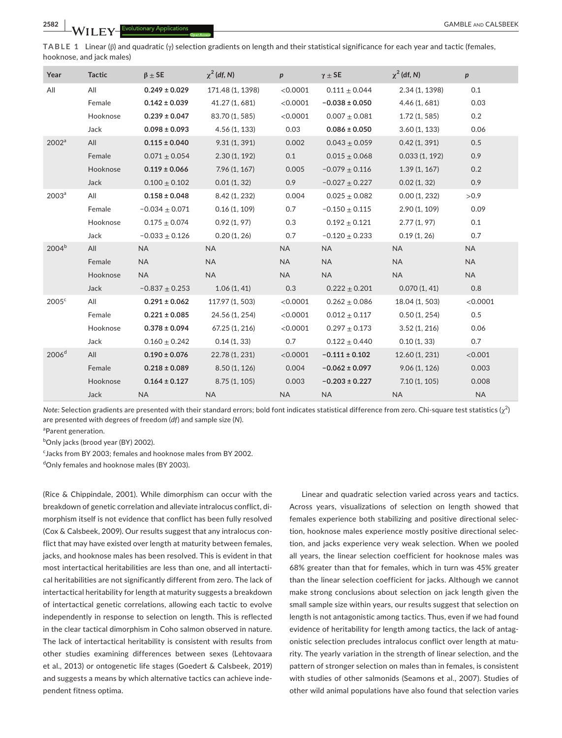**TABLE 1** Linear (β) and quadratic (γ) selection gradients on length and their statistical significance for each year and tactic (females, hooknose, and jack males)

| Year | Tactic | $\beta \pm$ SE | $\chi^2$ (*df*, *N*) | *p* | $\gamma \pm$ SE | $\chi^2$ (df, *N*) | *p* |
|---|---|---|---|---|---|---|---|
| All | All | **0.249 ± 0.029** | 171.48 (1, 1398) | <0.0001 | 0.111 ± 0.044 | 2.34 (1, 1398) | 0.1 |
| | Female | **0.142 ± 0.039** | 41.27 (1, 681) | <0.0001 | **−0.038 ± 0.050** | 4.46 (1, 681) | 0.03 |
| | Hooknose | **0.239 ± 0.047** | 83.70 (1, 585) | <0.0001 | 0.007 ± 0.081 | 1.72 (1, 585) | 0.2 |
| | Jack | **0.098 ± 0.093** | 4.56 (1, 133) | 0.03 | **0.086 ± 0.050** | 3.60 (1, 133) | 0.06 |
| 2002[a] | All | **0.115 ± 0.040** | 9.31 (1, 391) | 0.002 | 0.043 ± 0.059 | 0.42 (1, 391) | 0.5 |
| | Female | 0.071 ± 0.054 | 2.30 (1, 192) | 0.1 | 0.015 ± 0.068 | 0.033 (1, 192) | 0.9 |
| | Hooknose | **0.119 ± 0.066** | 7.96 (1, 167) | 0.005 | −0.079 ± 0.116 | 1.39 (1, 167) | 0.2 |
| | Jack | 0.100 ± 0.102 | 0.01 (1, 32) | 0.9 | −0.027 ± 0.227 | 0.02 (1, 32) | 0.9 |
| 2003[a] | All | **0.158 ± 0.048** | 8.42 (1, 232) | 0.004 | 0.025 ± 0.082 | 0.00 (1, 232) | >0.9 |
| | Female | −0.034 ± 0.071 | 0.16 (1, 109) | 0.7 | −0.150 ± 0.115 | 2.90 (1, 109) | 0.09 |
| | Hooknose | 0.175 ± 0.074 | 0.92 (1, 97) | 0.3 | 0.192 ± 0.121 | 2.77 (1, 97) | 0.1 |
| | Jack | −0.033 ± 0.126 | 0.20 (1, 26) | 0.7 | −0.120 ± 0.233 | 0.19 (1, 26) | 0.7 |
| 2004[b] | All | NA | NA | NA | NA | NA | NA |
| | Female | NA | NA | NA | NA | NA | NA |
| | Hooknose | NA | NA | NA | NA | NA | NA |
| | Jack | −0.837 ± 0.253 | 1.06 (1, 41) | 0.3 | 0.222 ± 0.201 | 0.070 (1, 41) | 0.8 |
| 2005[c] | All | **0.291 ± 0.062** | 117.97 (1, 503) | <0.0001 | 0.262 ± 0.086 | 18.04 (1, 503) | <0.0001 |
| | Female | **0.221 ± 0.085** | 24.56 (1, 254) | <0.0001 | 0.012 ± 0.117 | 0.50 (1, 254) | 0.5 |
| | Hooknose | **0.378 ± 0.094** | 67.25 (1, 216) | <0.0001 | 0.297 ± 0.173 | 3.52 (1, 216) | 0.06 |
| | Jack | 0.160 ± 0.242 | 0.14 (1, 33) | 0.7 | 0.122 ± 0.440 | 0.10 (1, 33) | 0.7 |
| 2006[d] | All | **0.190 ± 0.076** | 22.78 (1, 231) | <0.0001 | **−0.111 ± 0.102** | 12.60 (1, 231) | <0.001 |
| | Female | **0.218 ± 0.089** | 8.50 (1, 126) | 0.004 | **−0.062 ± 0.097** | 9.06 (1, 126) | 0.003 |
| | Hooknose | **0.164 ± 0.127** | 8.75 (1, 105) | 0.003 | **−0.203 ± 0.227** | 7.10 (1, 105) | 0.008 |
| | Jack | NA | NA | NA | NA | NA | NA |

*Note:* Selection gradients are presented with their standard errors; bold font indicates statistical difference from zero. Chi-square test statistics ($\chi^2$) are presented with degrees of freedom (*df*) and sample size (*N*).

[a]Parent generation.

[b]Only jacks (brood year (BY) 2002).

[c]Jacks from BY 2003; females and hooknose males from BY 2002.

[d]Only females and hooknose males (BY 2003).

(Rice & Chippindale, 2001). While dimorphism can occur with the breakdown of genetic correlation and alleviate intralocus conflict, dimorphism itself is not evidence that conflict has been fully resolved (Cox & Calsbeek, 2009). Our results suggest that any intralocus conflict that may have existed over length at maturity between females, jacks, and hooknose males has been resolved. This is evident in that most intertactical heritabilities are less than one, and all intertactical heritabilities are not significantly different from zero. The lack of intertactical heritability for length at maturity suggests a breakdown of intertactical genetic correlations, allowing each tactic to evolve independently in response to selection on length. This is reflected in the clear tactical dimorphism in Coho salmon observed in nature. The lack of intertactical heritability is consistent with results from other studies examining differences between sexes (Lehtovaara et al., 2013) or ontogenetic life stages (Goedert & Calsbeek, 2019) and suggests a means by which alternative tactics can achieve independent fitness optima.

Linear and quadratic selection varied across years and tactics. Across years, visualizations of selection on length showed that females experience both stabilizing and positive directional selection, hooknose males experience mostly positive directional selection, and jacks experience very weak selection. When we pooled all years, the linear selection coefficient for hooknose males was 68% greater than that for females, which in turn was 45% greater than the linear selection coefficient for jacks. Although we cannot make strong conclusions about selection on jack length given the small sample size within years, our results suggest that selection on length is not antagonistic among tactics. Thus, even if we had found evidence of heritability for length among tactics, the lack of antagonistic selection precludes intralocus conflict over length at maturity. The yearly variation in the strength of linear selection, and the pattern of stronger selection on males than in females, is consistent with studies of other salmonids (Seamons et al., 2007). Studies of other wild animal populations have also found that selection varies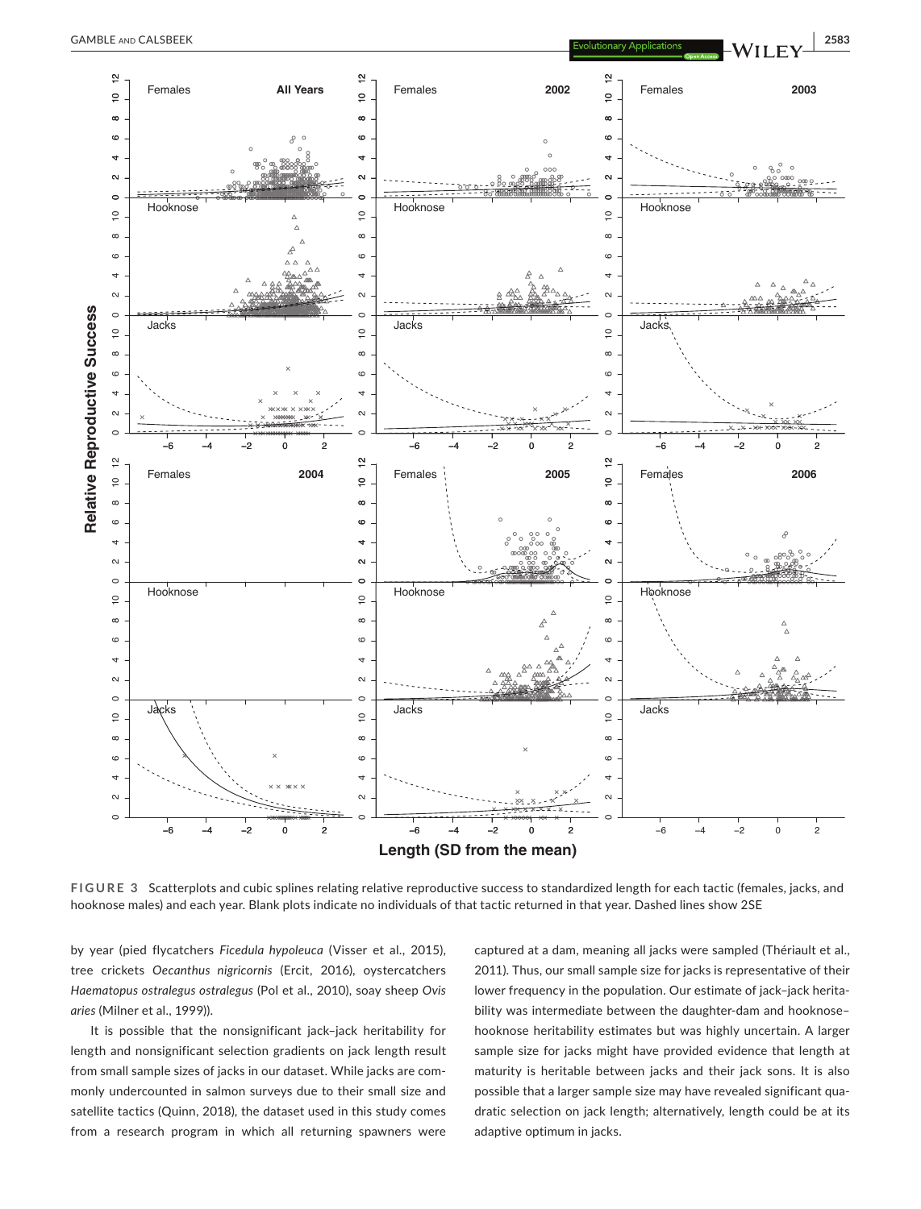**FIGURE 3** Scatterplots and cubic splines relating relative reproductive success to standardized length for each tactic (females, jacks, and hooknose males) and each year. Blank plots indicate no individuals of that tactic returned in that year. Dashed lines show 2SE

by year (pied flycatchers *Ficedula hypoleuca* (Visser et al., 2015), tree crickets *Oecanthus nigricornis* (Ercit, 2016), oystercatchers *Haematopus ostralegus ostralegus* (Pol et al., 2010), soay sheep *Ovis aries* (Milner et al., 1999)).

It is possible that the nonsignificant jack–jack heritability for length and nonsignificant selection gradients on jack length result from small sample sizes of jacks in our dataset. While jacks are commonly undercounted in salmon surveys due to their small size and satellite tactics (Quinn, 2018), the dataset used in this study comes from a research program in which all returning spawners were captured at a dam, meaning all jacks were sampled (Thériault et al., 2011). Thus, our small sample size for jacks is representative of their lower frequency in the population. Our estimate of jack–jack heritability was intermediate between the daughter-dam and hooknose–hooknose heritability estimates but was highly uncertain. A larger sample size for jacks might have provided evidence that length at maturity is heritable between jacks and their jack sons. It is also possible that a larger sample size may have revealed significant quadratic selection on jack length; alternatively, length could be at its adaptive optimum in jacks.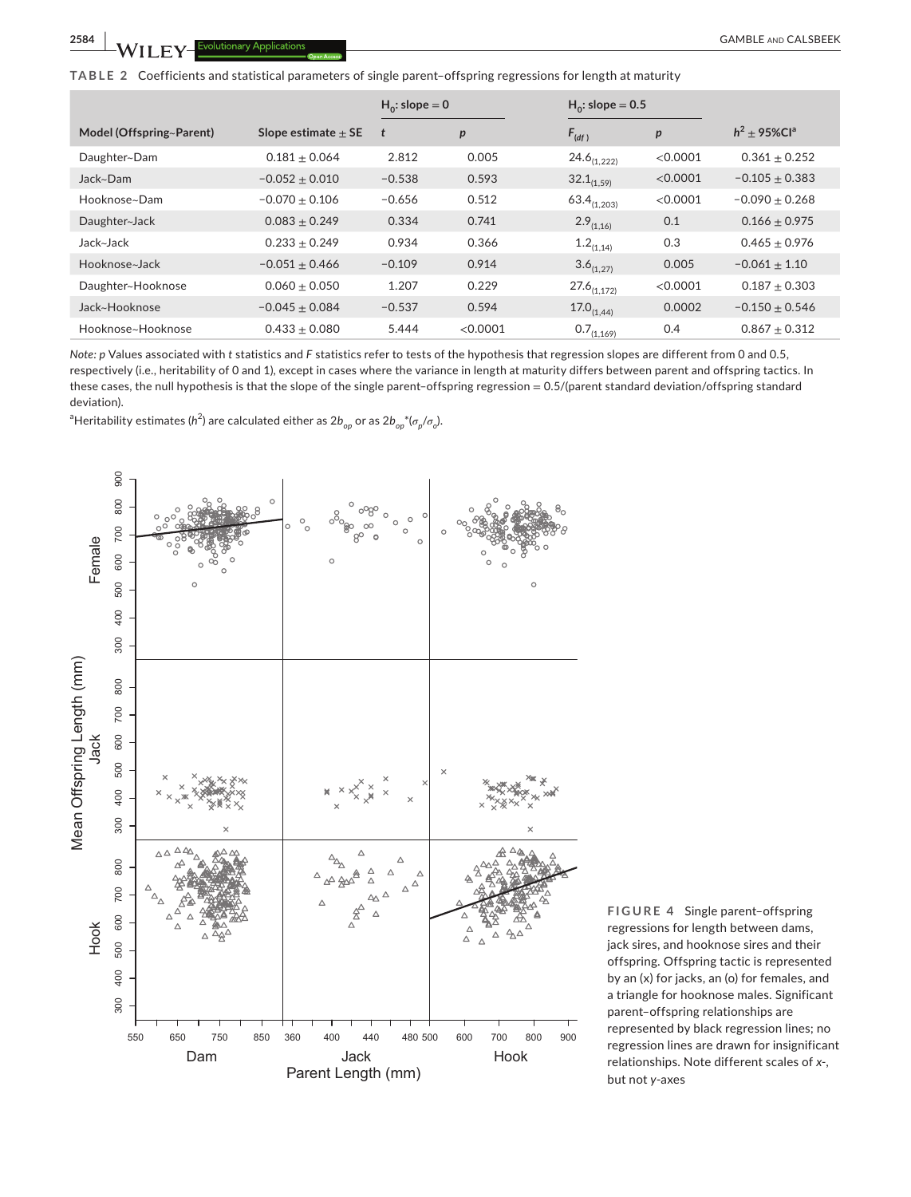**TABLE 2** Coefficients and statistical parameters of single parent–offspring regressions for length at maturity

| Model (Offspring~Parent) | Slope estimate ± SE | $H_0$: slope = 0 | | $H_0$: slope = 0.5 | | $h^2$ ± 95%CI[a] |
|---|---|---|---|---|---|---|
| | | $t$ | $p$ | $F_{(df)}$ | $p$ | |
| Daughter~Dam | 0.181 ± 0.064 | 2.812 | 0.005 | $24.6_{(1,222)}$ | <0.0001 | 0.361 ± 0.252 |
| Jack~Dam | −0.052 ± 0.010 | −0.538 | 0.593 | $32.1_{(1,59)}$ | <0.0001 | −0.105 ± 0.383 |
| Hooknose~Dam | −0.070 ± 0.106 | −0.656 | 0.512 | $63.4_{(1,203)}$ | <0.0001 | −0.090 ± 0.268 |
| Daughter~Jack | 0.083 ± 0.249 | 0.334 | 0.741 | $2.9_{(1,16)}$ | 0.1 | 0.166 ± 0.975 |
| Jack~Jack | 0.233 ± 0.249 | 0.934 | 0.366 | $1.2_{(1,14)}$ | 0.3 | 0.465 ± 0.976 |
| Hooknose~Jack | −0.051 ± 0.466 | −0.109 | 0.914 | $3.6_{(1,27)}$ | 0.005 | −0.061 ± 1.10 |
| Daughter~Hooknose | 0.060 ± 0.050 | 1.207 | 0.229 | $27.6_{(1,172)}$ | <0.0001 | 0.187 ± 0.303 |
| Jack~Hooknose | −0.045 ± 0.084 | −0.537 | 0.594 | $17.0_{(1,44)}$ | 0.0002 | −0.150 ± 0.546 |
| Hooknose~Hooknose | 0.433 ± 0.080 | 5.444 | <0.0001 | $0.7_{(1,169)}$ | 0.4 | 0.867 ± 0.312 |

*Note*: *p* Values associated with *t* statistics and *F* statistics refer to tests of the hypothesis that regression slopes are different from 0 and 0.5, respectively (i.e., heritability of 0 and 1), except in cases where the variance in length at maturity differs between parent and offspring tactics. In these cases, the null hypothesis is that the slope of the single parent–offspring regression = 0.5/(parent standard deviation/offspring standard deviation).

[a]Heritability estimates ($h^2$) are calculated either as $2b_{op}$ or as $2b_{op}*(\sigma_p/\sigma_o)$.

**FIGURE 4** Single parent–offspring regressions for length between dams, jack sires, and hooknose sires and their offspring. Offspring tactic is represented by an (x) for jacks, an (o) for females, and a triangle for hooknose males. Significant parent–offspring relationships are represented by black regression lines; no regression lines are drawn for insignificant relationships. Note different scales of *x*-, but not *y*-axes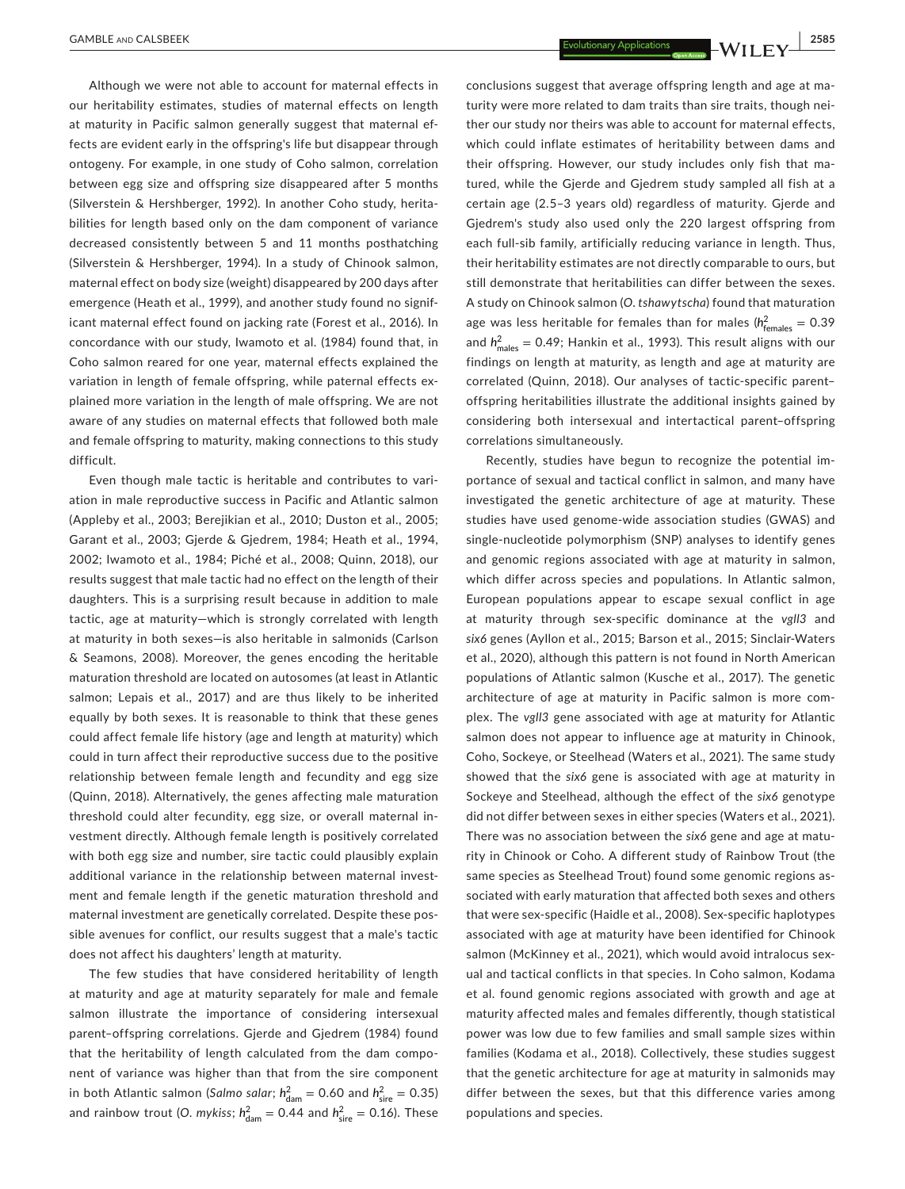Although we were not able to account for maternal effects in our heritability estimates, studies of maternal effects on length at maturity in Pacific salmon generally suggest that maternal effects are evident early in the offspring's life but disappear through ontogeny. For example, in one study of Coho salmon, correlation between egg size and offspring size disappeared after 5 months (Silverstein & Hershberger, 1992). In another Coho study, heritabilities for length based only on the dam component of variance decreased consistently between 5 and 11 months posthatching (Silverstein & Hershberger, 1994). In a study of Chinook salmon, maternal effect on body size (weight) disappeared by 200 days after emergence (Heath et al., 1999), and another study found no significant maternal effect found on jacking rate (Forest et al., 2016). In concordance with our study, Iwamoto et al. (1984) found that, in Coho salmon reared for one year, maternal effects explained the variation in length of female offspring, while paternal effects explained more variation in the length of male offspring. We are not aware of any studies on maternal effects that followed both male and female offspring to maturity, making connections to this study difficult.

Even though male tactic is heritable and contributes to variation in male reproductive success in Pacific and Atlantic salmon (Appleby et al., 2003; Berejikian et al., 2010; Duston et al., 2005; Garant et al., 2003; Gjerde & Gjedrem, 1984; Heath et al., 1994, 2002; Iwamoto et al., 1984; Piché et al., 2008; Quinn, 2018), our results suggest that male tactic had no effect on the length of their daughters. This is a surprising result because in addition to male tactic, age at maturity—which is strongly correlated with length at maturity in both sexes—is also heritable in salmonids (Carlson & Seamons, 2008). Moreover, the genes encoding the heritable maturation threshold are located on autosomes (at least in Atlantic salmon; Lepais et al., 2017) and are thus likely to be inherited equally by both sexes. It is reasonable to think that these genes could affect female life history (age and length at maturity) which could in turn affect their reproductive success due to the positive relationship between female length and fecundity and egg size (Quinn, 2018). Alternatively, the genes affecting male maturation threshold could alter fecundity, egg size, or overall maternal investment directly. Although female length is positively correlated with both egg size and number, sire tactic could plausibly explain additional variance in the relationship between maternal investment and female length if the genetic maturation threshold and maternal investment are genetically correlated. Despite these possible avenues for conflict, our results suggest that a male's tactic does not affect his daughters' length at maturity.

The few studies that have considered heritability of length at maturity and age at maturity separately for male and female salmon illustrate the importance of considering intersexual parent–offspring correlations. Gjerde and Gjedrem (1984) found that the heritability of length calculated from the dam component of variance was higher than that from the sire component in both Atlantic salmon (*Salmo salar*; $h^2_{dam} = 0.60$ and $h^2_{sire} = 0.35$) and rainbow trout (*O. mykiss*; $h^2_{dam} = 0.44$ and $h^2_{sire} = 0.16$). These conclusions suggest that average offspring length and age at maturity were more related to dam traits than sire traits, though neither our study nor theirs was able to account for maternal effects, which could inflate estimates of heritability between dams and their offspring. However, our study includes only fish that matured, while the Gjerde and Gjedrem study sampled all fish at a certain age (2.5–3 years old) regardless of maturity. Gjerde and Gjedrem's study also used only the 220 largest offspring from each full-sib family, artificially reducing variance in length. Thus, their heritability estimates are not directly comparable to ours, but still demonstrate that heritabilities can differ between the sexes. A study on Chinook salmon (*O. tshawytscha*) found that maturation age was less heritable for females than for males ($h^2_{females} = 0.39$ and $h^2_{males} = 0.49$; Hankin et al., 1993). This result aligns with our findings on length at maturity, as length and age at maturity are correlated (Quinn, 2018). Our analyses of tactic-specific parent–offspring heritabilities illustrate the additional insights gained by considering both intersexual and intertactical parent–offspring correlations simultaneously.

Recently, studies have begun to recognize the potential importance of sexual and tactical conflict in salmon, and many have investigated the genetic architecture of age at maturity. These studies have used genome-wide association studies (GWAS) and single-nucleotide polymorphism (SNP) analyses to identify genes and genomic regions associated with age at maturity in salmon, which differ across species and populations. In Atlantic salmon, European populations appear to escape sexual conflict in age at maturity through sex-specific dominance at the *vgll3* and *six6* genes (Ayllon et al., 2015; Barson et al., 2015; Sinclair-Waters et al., 2020), although this pattern is not found in North American populations of Atlantic salmon (Kusche et al., 2017). The genetic architecture of age at maturity in Pacific salmon is more complex. The *vgll3* gene associated with age at maturity for Atlantic salmon does not appear to influence age at maturity in Chinook, Coho, Sockeye, or Steelhead (Waters et al., 2021). The same study showed that the *six6* gene is associated with age at maturity in Sockeye and Steelhead, although the effect of the *six6* genotype did not differ between sexes in either species (Waters et al., 2021). There was no association between the *six6* gene and age at maturity in Chinook or Coho. A different study of Rainbow Trout (the same species as Steelhead Trout) found some genomic regions associated with early maturation that affected both sexes and others that were sex-specific (Haidle et al., 2008). Sex-specific haplotypes associated with age at maturity have been identified for Chinook salmon (McKinney et al., 2021), which would avoid intralocus sexual and tactical conflicts in that species. In Coho salmon, Kodama et al. found genomic regions associated with growth and age at maturity affected males and females differently, though statistical power was low due to few families and small sample sizes within families (Kodama et al., 2018). Collectively, these studies suggest that the genetic architecture for age at maturity in salmonids may differ between the sexes, but that this difference varies among populations and species.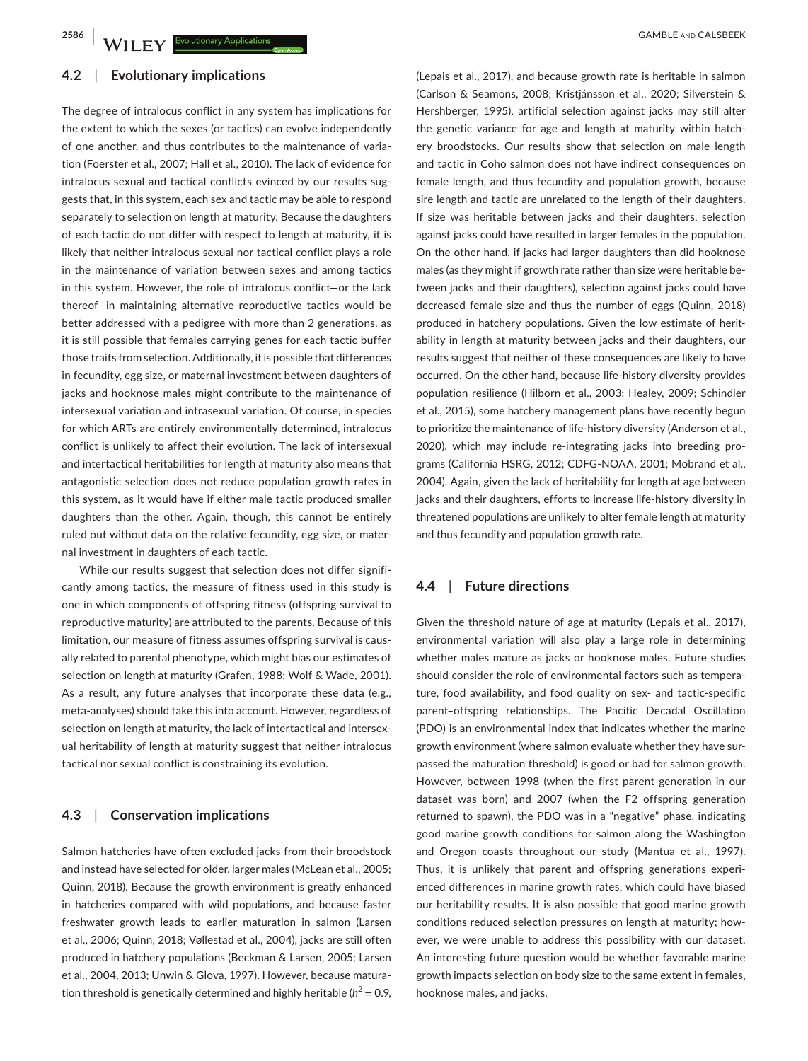### 4.2 | Evolutionary implications

The degree of intralocus conflict in any system has implications for the extent to which the sexes (or tactics) can evolve independently of one another, and thus contributes to the maintenance of variation (Foerster et al., 2007; Hall et al., 2010). The lack of evidence for intralocus sexual and tactical conflicts evinced by our results suggests that, in this system, each sex and tactic may be able to respond separately to selection on length at maturity. Because the daughters of each tactic do not differ with respect to length at maturity, it is likely that neither intralocus sexual nor tactical conflict plays a role in the maintenance of variation between sexes and among tactics in this system. However, the role of intralocus conflict—or the lack thereof—in maintaining alternative reproductive tactics would be better addressed with a pedigree with more than 2 generations, as it is still possible that females carrying genes for each tactic buffer those traits from selection. Additionally, it is possible that differences in fecundity, egg size, or maternal investment between daughters of jacks and hooknose males might contribute to the maintenance of intersexual variation and intrasexual variation. Of course, in species for which ARTs are entirely environmentally determined, intralocus conflict is unlikely to affect their evolution. The lack of intersexual and intertactical heritabilities for length at maturity also means that antagonistic selection does not reduce population growth rates in this system, as it would have if either male tactic produced smaller daughters than the other. Again, though, this cannot be entirely ruled out without data on the relative fecundity, egg size, or maternal investment in daughters of each tactic.

While our results suggest that selection does not differ significantly among tactics, the measure of fitness used in this study is one in which components of offspring fitness (offspring survival to reproductive maturity) are attributed to the parents. Because of this limitation, our measure of fitness assumes offspring survival is causally related to parental phenotype, which might bias our estimates of selection on length at maturity (Grafen, 1988; Wolf & Wade, 2001). As a result, any future analyses that incorporate these data (e.g., meta-analyses) should take this into account. However, regardless of selection on length at maturity, the lack of intertactical and intersexual heritability of length at maturity suggest that neither intralocus tactical nor sexual conflict is constraining its evolution.

### 4.3 | Conservation implications

Salmon hatcheries have often excluded jacks from their broodstock and instead have selected for older, larger males (McLean et al., 2005; Quinn, 2018). Because the growth environment is greatly enhanced in hatcheries compared with wild populations, and because faster freshwater growth leads to earlier maturation in salmon (Larsen et al., 2006; Quinn, 2018; Vøllestad et al., 2004), jacks are still often produced in hatchery populations (Beckman & Larsen, 2005; Larsen et al., 2004, 2013; Unwin & Glova, 1997). However, because maturation threshold is genetically determined and highly heritable ($h^2 = 0.9$, (Lepais et al., 2017), and because growth rate is heritable in salmon (Carlson & Seamons, 2008; Kristjánsson et al., 2020; Silverstein & Hershberger, 1995), artificial selection against jacks may still alter the genetic variance for age and length at maturity within hatchery broodstocks. Our results show that selection on male length and tactic in Coho salmon does not have indirect consequences on female length, and thus fecundity and population growth, because sire length and tactic are unrelated to the length of their daughters. If size was heritable between jacks and their daughters, selection against jacks could have resulted in larger females in the population. On the other hand, if jacks had larger daughters than did hooknose males (as they might if growth rate rather than size were heritable between jacks and their daughters), selection against jacks could have decreased female size and thus the number of eggs (Quinn, 2018) produced in hatchery populations. Given the low estimate of heritability in length at maturity between jacks and their daughters, our results suggest that neither of these consequences are likely to have occurred. On the other hand, because life-history diversity provides population resilience (Hilborn et al., 2003; Healey, 2009; Schindler et al., 2015), some hatchery management plans have recently begun to prioritize the maintenance of life-history diversity (Anderson et al., 2020), which may include re-integrating jacks into breeding programs (California HSRG, 2012; CDFG-NOAA, 2001; Mobrand et al., 2004). Again, given the lack of heritability for length at age between jacks and their daughters, efforts to increase life-history diversity in threatened populations are unlikely to alter female length at maturity and thus fecundity and population growth rate.

### 4.4 | Future directions

Given the threshold nature of age at maturity (Lepais et al., 2017), environmental variation will also play a large role in determining whether males mature as jacks or hooknose males. Future studies should consider the role of environmental factors such as temperature, food availability, and food quality on sex- and tactic-specific parent–offspring relationships. The Pacific Decadal Oscillation (PDO) is an environmental index that indicates whether the marine growth environment (where salmon evaluate whether they have surpassed the maturation threshold) is good or bad for salmon growth. However, between 1998 (when the first parent generation in our dataset was born) and 2007 (when the F2 offspring generation returned to spawn), the PDO was in a "negative" phase, indicating good marine growth conditions for salmon along the Washington and Oregon coasts throughout our study (Mantua et al., 1997). Thus, it is unlikely that parent and offspring generations experienced differences in marine growth rates, which could have biased our heritability results. It is also possible that good marine growth conditions reduced selection pressures on length at maturity; however, we were unable to address this possibility with our dataset. An interesting future question would be whether favorable marine growth impacts selection on body size to the same extent in females, hooknose males, and jacks.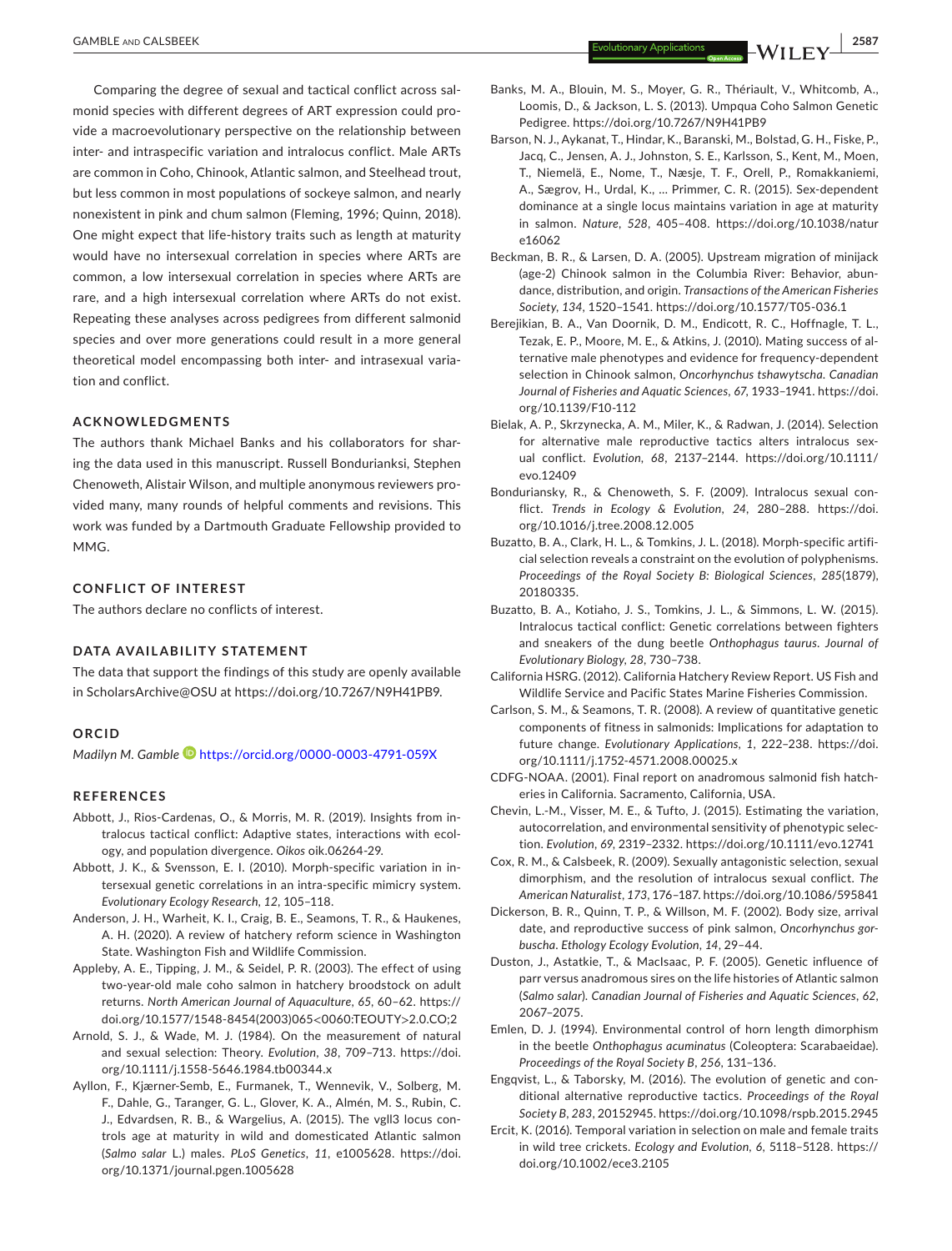Comparing the degree of sexual and tactical conflict across salmonid species with different degrees of ART expression could provide a macroevolutionary perspective on the relationship between inter- and intraspecific variation and intralocus conflict. Male ARTs are common in Coho, Chinook, Atlantic salmon, and Steelhead trout, but less common in most populations of sockeye salmon, and nearly nonexistent in pink and chum salmon (Fleming, 1996; Quinn, 2018). One might expect that life-history traits such as length at maturity would have no intersexual correlation in species where ARTs are common, a low intersexual correlation in species where ARTs are rare, and a high intersexual correlation where ARTs do not exist. Repeating these analyses across pedigrees from different salmonid species and over more generations could result in a more general theoretical model encompassing both inter- and intrasexual variation and conflict.

## ACKNOWLEDGMENTS

The authors thank Michael Banks and his collaborators for sharing the data used in this manuscript. Russell Bonduriansksi, Stephen Chenoweth, Alistair Wilson, and multiple anonymous reviewers provided many, many rounds of helpful comments and revisions. This work was funded by a Dartmouth Graduate Fellowship provided to MMG.

## CONFLICT OF INTEREST

The authors declare no conflicts of interest.

## DATA AVAILABILITY STATEMENT

The data that support the findings of this study are openly available in ScholarsArchive@OSU at https://doi.org/10.7267/N9H41PB9.

## ORCID

*Madilyn M. Gamble* https://orcid.org/0000-0003-4791-059X

## REFERENCES

Abbott, J., Rios-Cardenas, O., & Morris, M. R. (2019). Insights from intralocus tactical conflict: Adaptive states, interactions with ecology, and population divergence. *Oikos* oik.06264-29.

Abbott, J. K., & Svensson, E. I. (2010). Morph-specific variation in intersexual genetic correlations in an intra-specific mimicry system. *Evolutionary Ecology Research*, *12*, 105–118.

Anderson, J. H., Warheit, K. I., Craig, B. E., Seamons, T. R., & Haukenes, A. H. (2020). A review of hatchery reform science in Washington State. Washington Fish and Wildlife Commission.

Appleby, A. E., Tipping, J. M., & Seidel, P. R. (2003). The effect of using two-year-old male coho salmon in hatchery broodstock on adult returns. *North American Journal of Aquaculture*, *65*, 60–62. https://doi.org/10.1577/1548-8454(2003)065<0060:TEOUTY>2.0.CO;2

Arnold, S. J., & Wade, M. J. (1984). On the measurement of natural and sexual selection: Theory. *Evolution*, *38*, 709–713. https://doi.org/10.1111/j.1558-5646.1984.tb00344.x

Ayllon, F., Kjærner-Semb, E., Furmanek, T., Wennevik, V., Solberg, M. F., Dahle, G., Taranger, G. L., Glover, K. A., Almén, M. S., Rubin, C. J., Edvardsen, R. B., & Wargelius, A. (2015). The vgll3 locus controls age at maturity in wild and domesticated Atlantic salmon (*Salmo salar* L.) males. *PLoS Genetics*, *11*, e1005628. https://doi.org/10.1371/journal.pgen.1005628

Banks, M. A., Blouin, M. S., Moyer, G. R., Thériault, V., Whitcomb, A., Loomis, D., & Jackson, L. S. (2013). Umpqua Coho Salmon Genetic Pedigree. https://doi.org/10.7267/N9H41PB9

Barson, N. J., Aykanat, T., Hindar, K., Baranski, M., Bolstad, G. H., Fiske, P., Jacq, C., Jensen, A. J., Johnston, S. E., Karlsson, S., Kent, M., Moen, T., Niemelä, E., Nome, T., Næsje, T. F., Orell, P., Romakkaniemi, A., Sægrov, H., Urdal, K., … Primmer, C. R. (2015). Sex-dependent dominance at a single locus maintains variation in age at maturity in salmon. *Nature*, *528*, 405–408. https://doi.org/10.1038/nature16062

Beckman, B. R., & Larsen, D. A. (2005). Upstream migration of minijack (age-2) Chinook salmon in the Columbia River: Behavior, abundance, distribution, and origin. *Transactions of the American Fisheries Society*, *134*, 1520–1541. https://doi.org/10.1577/T05-036.1

Berejikian, B. A., Van Doornik, D. M., Endicott, R. C., Hoffnagle, T. L., Tezak, E. P., Moore, M. E., & Atkins, J. (2010). Mating success of alternative male phenotypes and evidence for frequency-dependent selection in Chinook salmon, *Oncorhynchus tshawytscha*. *Canadian Journal of Fisheries and Aquatic Sciences*, *67*, 1933–1941. https://doi.org/10.1139/F10-112

Bielak, A. P., Skrzynecka, A. M., Miler, K., & Radwan, J. (2014). Selection for alternative male reproductive tactics alters intralocus sexual conflict. *Evolution*, *68*, 2137–2144. https://doi.org/10.1111/evo.12409

Bonduriansky, R., & Chenoweth, S. F. (2009). Intralocus sexual conflict. *Trends in Ecology & Evolution*, *24*, 280–288. https://doi.org/10.1016/j.tree.2008.12.005

Buzatto, B. A., Clark, H. L., & Tomkins, J. L. (2018). Morph-specific artificial selection reveals a constraint on the evolution of polyphenisms. *Proceedings of the Royal Society B: Biological Sciences*, *285*(1879), 20180335.

Buzatto, B. A., Kotiaho, J. S., Tomkins, J. L., & Simmons, L. W. (2015). Intralocus tactical conflict: Genetic correlations between fighters and sneakers of the dung beetle *Onthophagus taurus*. *Journal of Evolutionary Biology*, *28*, 730–738.

California HSRG. (2012). California Hatchery Review Report. US Fish and Wildlife Service and Pacific States Marine Fisheries Commission.

Carlson, S. M., & Seamons, T. R. (2008). A review of quantitative genetic components of fitness in salmonids: Implications for adaptation to future change. *Evolutionary Applications*, *1*, 222–238. https://doi.org/10.1111/j.1752-4571.2008.00025.x

CDFG-NOAA. (2001). Final report on anadromous salmonid fish hatcheries in California. Sacramento, California, USA.

Chevin, L.-M., Visser, M. E., & Tufto, J. (2015). Estimating the variation, autocorrelation, and environmental sensitivity of phenotypic selection. *Evolution*, *69*, 2319–2332. https://doi.org/10.1111/evo.12741

Cox, R. M., & Calsbeek, R. (2009). Sexually antagonistic selection, sexual dimorphism, and the resolution of intralocus sexual conflict. *The American Naturalist*, *173*, 176–187. https://doi.org/10.1086/595841

Dickerson, B. R., Quinn, T. P., & Willson, M. F. (2002). Body size, arrival date, and reproductive success of pink salmon, *Oncorhynchus gorbuscha*. *Ethology Ecology Evolution*, *14*, 29–44.

Duston, J., Astatkie, T., & MacIsaac, P. F. (2005). Genetic influence of parr versus anadromous sires on the life histories of Atlantic salmon (*Salmo salar*). *Canadian Journal of Fisheries and Aquatic Sciences*, *62*, 2067–2075.

Emlen, D. J. (1994). Environmental control of horn length dimorphism in the beetle *Onthophagus acuminatus* (Coleoptera: Scarabaeidae). *Proceedings of the Royal Society B*, *256*, 131–136.

Engqvist, L., & Taborsky, M. (2016). The evolution of genetic and conditional alternative reproductive tactics. *Proceedings of the Royal Society B*, *283*, 20152945. https://doi.org/10.1098/rspb.2015.2945

Ercit, K. (2016). Temporal variation in selection on male and female traits in wild tree crickets. *Ecology and Evolution*, *6*, 5118–5128. https://doi.org/10.1002/ece3.2105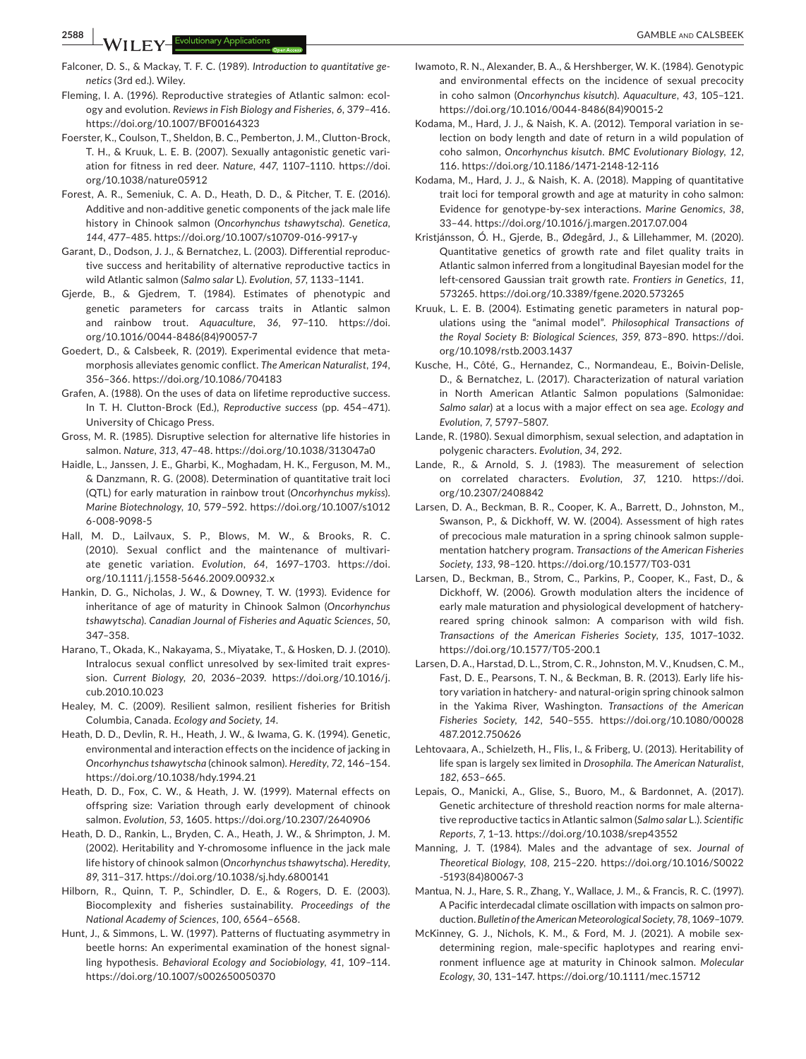Falconer, D. S., & Mackay, T. F. C. (1989). *Introduction to quantitative genetics* (3rd ed.). Wiley.

Fleming, I. A. (1996). Reproductive strategies of Atlantic salmon: ecology and evolution. *Reviews in Fish Biology and Fisheries*, *6*, 379–416. https://doi.org/10.1007/BF00164323

Foerster, K., Coulson, T., Sheldon, B. C., Pemberton, J. M., Clutton-Brock, T. H., & Kruuk, L. E. B. (2007). Sexually antagonistic genetic variation for fitness in red deer. *Nature*, *447*, 1107–1110. https://doi.org/10.1038/nature05912

Forest, A. R., Semeniuk, C. A. D., Heath, D. D., & Pitcher, T. E. (2016). Additive and non-additive genetic components of the jack male life history in Chinook salmon (*Oncorhynchus tshawytscha*). *Genetica*, *144*, 477–485. https://doi.org/10.1007/s10709-016-9917-y

Garant, D., Dodson, J. J., & Bernatchez, L. (2003). Differential reproductive success and heritability of alternative reproductive tactics in wild Atlantic salmon (*Salmo salar* L.). *Evolution*, *57*, 1133–1141.

Gjerde, B., & Gjedrem, T. (1984). Estimates of phenotypic and genetic parameters for carcass traits in Atlantic salmon and rainbow trout. *Aquaculture*, *36*, 97–110. https://doi.org/10.1016/0044-8486(84)90057-7

Goedert, D., & Calsbeek, R. (2019). Experimental evidence that metamorphosis alleviates genomic conflict. *The American Naturalist*, *194*, 356–366. https://doi.org/10.1086/704183

Grafen, A. (1988). On the uses of data on lifetime reproductive success. In T. H. Clutton-Brock (Ed.), *Reproductive success* (pp. 454–471). University of Chicago Press.

Gross, M. R. (1985). Disruptive selection for alternative life histories in salmon. *Nature*, *313*, 47–48. https://doi.org/10.1038/313047a0

Haidle, L., Janssen, J. E., Gharbi, K., Moghadam, H. K., Ferguson, M. M., & Danzmann, R. G. (2008). Determination of quantitative trait loci (QTL) for early maturation in rainbow trout (*Oncorhynchus mykiss*). *Marine Biotechnology*, *10*, 579–592. https://doi.org/10.1007/s10126-008-9098-5

Hall, M. D., Lailvaux, S. P., Blows, M. W., & Brooks, R. C. (2010). Sexual conflict and the maintenance of multivariate genetic variation. *Evolution*, *64*, 1697–1703. https://doi.org/10.1111/j.1558-5646.2009.00932.x

Hankin, D. G., Nicholas, J. W., & Downey, T. W. (1993). Evidence for inheritance of age of maturity in Chinook Salmon (*Oncorhynchus tshawytscha*). *Canadian Journal of Fisheries and Aquatic Sciences*, *50*, 347–358.

Harano, T., Okada, K., Nakayama, S., Miyatake, T., & Hosken, D. J. (2010). Intralocus sexual conflict unresolved by sex-limited trait expression. *Current Biology*, *20*, 2036–2039. https://doi.org/10.1016/j.cub.2010.10.023

Healey, M. C. (2009). Resilient salmon, resilient fisheries for British Columbia, Canada. *Ecology and Society*, *14*.

Heath, D. D., Devlin, R. H., Heath, J. W., & Iwama, G. K. (1994). Genetic, environmental and interaction effects on the incidence of jacking in *Oncorhynchus tshawytscha* (chinook salmon). *Heredity*, *72*, 146–154. https://doi.org/10.1038/hdy.1994.21

Heath, D. D., Fox, C. W., & Heath, J. W. (1999). Maternal effects on offspring size: Variation through early development of chinook salmon. *Evolution*, *53*, 1605. https://doi.org/10.2307/2640906

Heath, D. D., Rankin, L., Bryden, C. A., Heath, J. W., & Shrimpton, J. M. (2002). Heritability and Y-chromosome influence in the jack male life history of chinook salmon (*Oncorhynchus tshawytscha*). *Heredity*, *89*, 311–317. https://doi.org/10.1038/sj.hdy.6800141

Hilborn, R., Quinn, T. P., Schindler, D. E., & Rogers, D. E. (2003). Biocomplexity and fisheries sustainability. *Proceedings of the National Academy of Sciences*, *100*, 6564–6568.

Hunt, J., & Simmons, L. W. (1997). Patterns of fluctuating asymmetry in beetle horns: An experimental examination of the honest signalling hypothesis. *Behavioral Ecology and Sociobiology*, *41*, 109–114. https://doi.org/10.1007/s002650050370

Iwamoto, R. N., Alexander, B. A., & Hershberger, W. K. (1984). Genotypic and environmental effects on the incidence of sexual precocity in coho salmon (*Oncorhynchus kisutch*). *Aquaculture*, *43*, 105–121. https://doi.org/10.1016/0044-8486(84)90015-2

Kodama, M., Hard, J. J., & Naish, K. A. (2012). Temporal variation in selection on body length and date of return in a wild population of coho salmon, *Oncorhynchus kisutch*. *BMC Evolutionary Biology*, *12*, 116. https://doi.org/10.1186/1471-2148-12-116

Kodama, M., Hard, J. J., & Naish, K. A. (2018). Mapping of quantitative trait loci for temporal growth and age at maturity in coho salmon: Evidence for genotype-by-sex interactions. *Marine Genomics*, *38*, 33–44. https://doi.org/10.1016/j.margen.2017.07.004

Kristjánsson, Ó. H., Gjerde, B., Ødegård, J., & Lillehammer, M. (2020). Quantitative genetics of growth rate and filet quality traits in Atlantic salmon inferred from a longitudinal Bayesian model for the left-censored Gaussian trait growth rate. *Frontiers in Genetics*, *11*, 573265. https://doi.org/10.3389/fgene.2020.573265

Kruuk, L. E. B. (2004). Estimating genetic parameters in natural populations using the "animal model". *Philosophical Transactions of the Royal Society B: Biological Sciences*, *359*, 873–890. https://doi.org/10.1098/rstb.2003.1437

Kusche, H., Côté, G., Hernandez, C., Normandeau, E., Boivin-Delisle, D., & Bernatchez, L. (2017). Characterization of natural variation in North American Atlantic Salmon populations (Salmonidae: *Salmo salar*) at a locus with a major effect on sea age. *Ecology and Evolution*, *7*, 5797–5807.

Lande, R. (1980). Sexual dimorphism, sexual selection, and adaptation in polygenic characters. *Evolution*, *34*, 292.

Lande, R., & Arnold, S. J. (1983). The measurement of selection on correlated characters. *Evolution*, *37*, 1210. https://doi.org/10.2307/2408842

Larsen, D. A., Beckman, B. R., Cooper, K. A., Barrett, D., Johnston, M., Swanson, P., & Dickhoff, W. W. (2004). Assessment of high rates of precocious male maturation in a spring chinook salmon supplementation hatchery program. *Transactions of the American Fisheries Society*, *133*, 98–120. https://doi.org/10.1577/T03-031

Larsen, D., Beckman, B., Strom, C., Parkins, P., Cooper, K., Fast, D., & Dickhoff, W. (2006). Growth modulation alters the incidence of early male maturation and physiological development of hatchery-reared spring chinook salmon: A comparison with wild fish. *Transactions of the American Fisheries Society*, *135*, 1017–1032. https://doi.org/10.1577/T05-200.1

Larsen, D. A., Harstad, D. L., Strom, C. R., Johnston, M. V., Knudsen, C. M., Fast, D. E., Pearsons, T. N., & Beckman, B. R. (2013). Early life history variation in hatchery- and natural-origin spring chinook salmon in the Yakima River, Washington. *Transactions of the American Fisheries Society*, *142*, 540–555. https://doi.org/10.1080/00028487.2012.750626

Lehtovaara, A., Schielzeth, H., Flis, I., & Friberg, U. (2013). Heritability of life span is largely sex limited in *Drosophila*. *The American Naturalist*, *182*, 653–665.

Lepais, O., Manicki, A., Glise, S., Buoro, M., & Bardonnet, A. (2017). Genetic architecture of threshold reaction norms for male alternative reproductive tactics in Atlantic salmon (*Salmo salar* L.). *Scientific Reports*, *7*, 1–13. https://doi.org/10.1038/srep43552

Manning, J. T. (1984). Males and the advantage of sex. *Journal of Theoretical Biology*, *108*, 215–220. https://doi.org/10.1016/S0022-5193(84)80067-3

Mantua, N. J., Hare, S. R., Zhang, Y., Wallace, J. M., & Francis, R. C. (1997). A Pacific interdecadal climate oscillation with impacts on salmon production. *Bulletin of the American Meteorological Society*, *78*, 1069–1079.

McKinney, G. J., Nichols, K. M., & Ford, M. J. (2021). A mobile sex-determining region, male-specific haplotypes and rearing environment influence age at maturity in Chinook salmon. *Molecular Ecology*, *30*, 131–147. https://doi.org/10.1111/mec.15712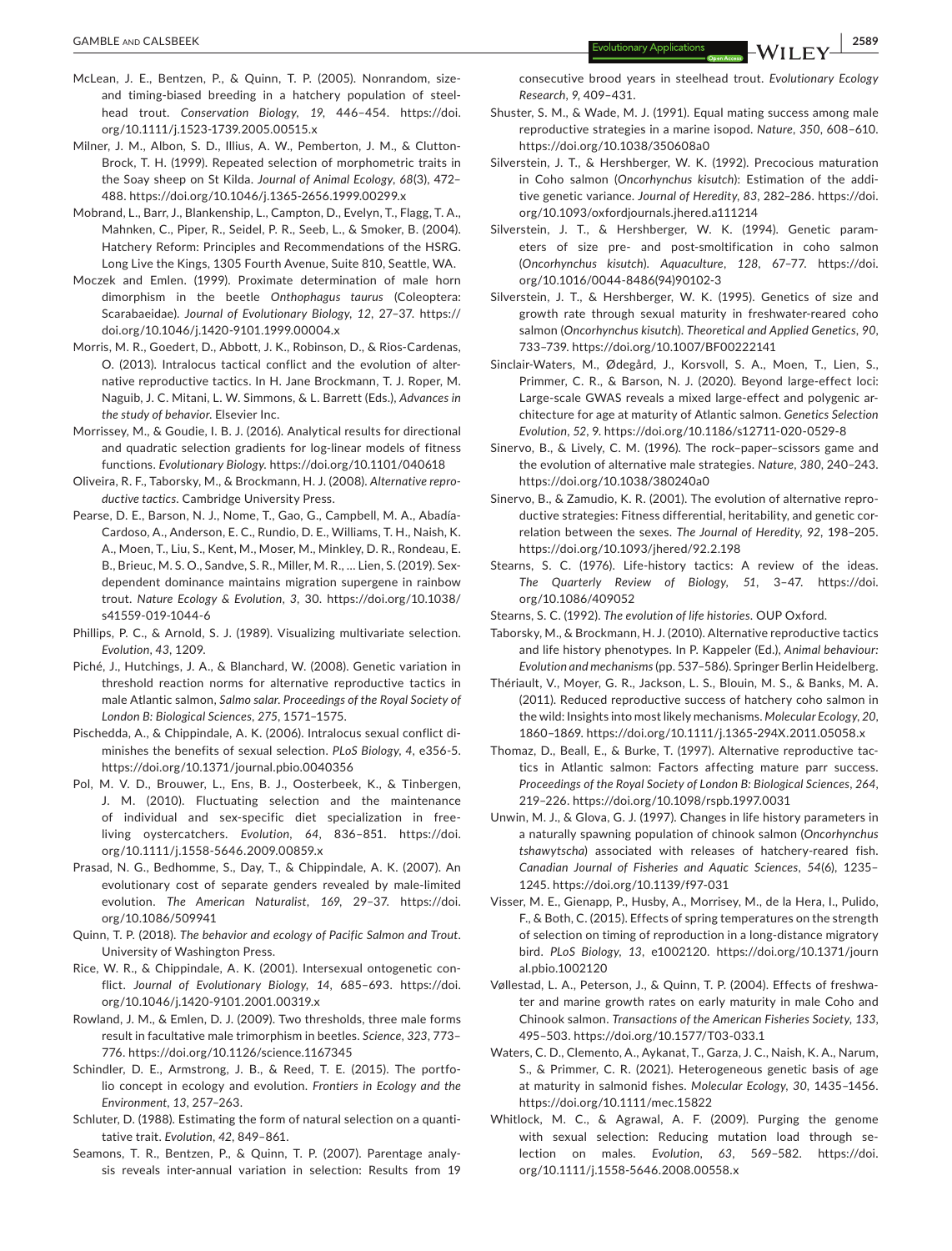McLean, J. E., Bentzen, P., & Quinn, T. P. (2005). Nonrandom, size- and timing-biased breeding in a hatchery population of steelhead trout. *Conservation Biology*, *19*, 446–454. https://doi.org/10.1111/j.1523-1739.2005.00515.x

Milner, J. M., Albon, S. D., Illius, A. W., Pemberton, J. M., & Clutton-Brock, T. H. (1999). Repeated selection of morphometric traits in the Soay sheep on St Kilda. *Journal of Animal Ecology*, *68*(3), 472–488. https://doi.org/10.1046/j.1365-2656.1999.00299.x

Mobrand, L., Barr, J., Blankenship, L., Campton, D., Evelyn, T., Flagg, T. A., Mahnken, C., Piper, R., Seidel, P. R., Seeb, L., & Smoker, B. (2004). Hatchery Reform: Principles and Recommendations of the HSRG. Long Live the Kings, 1305 Fourth Avenue, Suite 810, Seattle, WA.

Moczek and Emlen. (1999). Proximate determination of male horn dimorphism in the beetle *Onthophagus taurus* (Coleoptera: Scarabaeidae). *Journal of Evolutionary Biology*, *12*, 27–37. https://doi.org/10.1046/j.1420-9101.1999.00004.x

Morris, M. R., Goedert, D., Abbott, J. K., Robinson, D., & Rios-Cardenas, O. (2013). Intralocus tactical conflict and the evolution of alternative reproductive tactics. In H. Jane Brockmann, T. J. Roper, M. Naguib, J. C. Mitani, L. W. Simmons, & L. Barrett (Eds.), *Advances in the study of behavior*. Elsevier Inc.

Morrissey, M., & Goudie, I. B. J. (2016). Analytical results for directional and quadratic selection gradients for log-linear models of fitness functions. *Evolutionary Biology*. https://doi.org/10.1101/040618

Oliveira, R. F., Taborsky, M., & Brockmann, H. J. (2008). *Alternative reproductive tactics*. Cambridge University Press.

Pearse, D. E., Barson, N. J., Nome, T., Gao, G., Campbell, M. A., Abadía-Cardoso, A., Anderson, E. C., Rundio, D. E., Williams, T. H., Naish, K. A., Moen, T., Liu, S., Kent, M., Moser, M., Minkley, D. R., Rondeau, E. B., Brieuc, M. S. O., Sandve, S. R., Miller, M. R., … Lien, S. (2019). Sex-dependent dominance maintains migration supergene in rainbow trout. *Nature Ecology & Evolution*, *3*, 30. https://doi.org/10.1038/s41559-019-1044-6

Phillips, P. C., & Arnold, S. J. (1989). Visualizing multivariate selection. *Evolution*, *43*, 1209.

Piché, J., Hutchings, J. A., & Blanchard, W. (2008). Genetic variation in threshold reaction norms for alternative reproductive tactics in male Atlantic salmon, *Salmo salar*. *Proceedings of the Royal Society of London B: Biological Sciences*, *275*, 1571–1575.

Pischedda, A., & Chippindale, A. K. (2006). Intralocus sexual conflict diminishes the benefits of sexual selection. *PLoS Biology*, *4*, e356-5. https://doi.org/10.1371/journal.pbio.0040356

Pol, M. V. D., Brouwer, L., Ens, B. J., Oosterbeek, K., & Tinbergen, J. M. (2010). Fluctuating selection and the maintenance of individual and sex-specific diet specialization in free-living oystercatchers. *Evolution*, *64*, 836–851. https://doi.org/10.1111/j.1558-5646.2009.00859.x

Prasad, N. G., Bedhomme, S., Day, T., & Chippindale, A. K. (2007). An evolutionary cost of separate genders revealed by male-limited evolution. *The American Naturalist*, *169*, 29–37. https://doi.org/10.1086/509941

Quinn, T. P. (2018). *The behavior and ecology of Pacific Salmon and Trout*. University of Washington Press.

Rice, W. R., & Chippindale, A. K. (2001). Intersexual ontogenetic conflict. *Journal of Evolutionary Biology*, *14*, 685–693. https://doi.org/10.1046/j.1420-9101.2001.00319.x

Rowland, J. M., & Emlen, D. J. (2009). Two thresholds, three male forms result in facultative male trimorphism in beetles. *Science*, *323*, 773–776. https://doi.org/10.1126/science.1167345

Schindler, D. E., Armstrong, J. B., & Reed, T. E. (2015). The portfolio concept in ecology and evolution. *Frontiers in Ecology and the Environment*, *13*, 257–263.

Schluter, D. (1988). Estimating the form of natural selection on a quantitative trait. *Evolution*, *42*, 849–861.

Seamons, T. R., Bentzen, P., & Quinn, T. P. (2007). Parentage analysis reveals inter-annual variation in selection: Results from 19 consecutive brood years in steelhead trout. *Evolutionary Ecology Research*, *9*, 409–431.

Shuster, S. M., & Wade, M. J. (1991). Equal mating success among male reproductive strategies in a marine isopod. *Nature*, *350*, 608–610. https://doi.org/10.1038/350608a0

Silverstein, J. T., & Hershberger, W. K. (1992). Precocious maturation in Coho salmon (*Oncorhynchus kisutch*): Estimation of the additive genetic variance. *Journal of Heredity*, *83*, 282–286. https://doi.org/10.1093/oxfordjournals.jhered.a111214

Silverstein, J. T., & Hershberger, W. K. (1994). Genetic parameters of size pre- and post-smoltification in coho salmon (*Oncorhynchus kisutch*). *Aquaculture*, *128*, 67–77. https://doi.org/10.1016/0044-8486(94)90102-3

Silverstein, J. T., & Hershberger, W. K. (1995). Genetics of size and growth rate through sexual maturity in freshwater-reared coho salmon (*Oncorhynchus kisutch*). *Theoretical and Applied Genetics*, *90*, 733–739. https://doi.org/10.1007/BF00222141

Sinclair-Waters, M., Ødegård, J., Korsvoll, S. A., Moen, T., Lien, S., Primmer, C. R., & Barson, N. J. (2020). Beyond large-effect loci: Large-scale GWAS reveals a mixed large-effect and polygenic architecture for age at maturity of Atlantic salmon. *Genetics Selection Evolution*, *52*, 9. https://doi.org/10.1186/s12711-020-0529-8

Sinervo, B., & Lively, C. M. (1996). The rock–paper–scissors game and the evolution of alternative male strategies. *Nature*, *380*, 240–243. https://doi.org/10.1038/380240a0

Sinervo, B., & Zamudio, K. R. (2001). The evolution of alternative reproductive strategies: Fitness differential, heritability, and genetic correlation between the sexes. *The Journal of Heredity*, *92*, 198–205. https://doi.org/10.1093/jhered/92.2.198

Stearns, S. C. (1976). Life-history tactics: A review of the ideas. *The Quarterly Review of Biology*, *51*, 3–47. https://doi.org/10.1086/409052

Stearns, S. C. (1992). *The evolution of life histories*. OUP Oxford.

Taborsky, M., & Brockmann, H. J. (2010). Alternative reproductive tactics and life history phenotypes. In P. Kappeler (Ed.), *Animal behaviour: Evolution and mechanisms* (pp. 537–586). Springer Berlin Heidelberg.

Thériault, V., Moyer, G. R., Jackson, L. S., Blouin, M. S., & Banks, M. A. (2011). Reduced reproductive success of hatchery coho salmon in the wild: Insights into most likely mechanisms. *Molecular Ecology*, *20*, 1860–1869. https://doi.org/10.1111/j.1365-294X.2011.05058.x

Thomaz, D., Beall, E., & Burke, T. (1997). Alternative reproductive tactics in Atlantic salmon: Factors affecting mature parr success. *Proceedings of the Royal Society of London B: Biological Sciences*, *264*, 219–226. https://doi.org/10.1098/rspb.1997.0031

Unwin, M. J., & Glova, G. J. (1997). Changes in life history parameters in a naturally spawning population of chinook salmon (*Oncorhynchus tshawytscha*) associated with releases of hatchery-reared fish. *Canadian Journal of Fisheries and Aquatic Sciences*, *54*(6), 1235–1245. https://doi.org/10.1139/f97-031

Visser, M. E., Gienapp, P., Husby, A., Morrisey, M., de la Hera, I., Pulido, F., & Both, C. (2015). Effects of spring temperatures on the strength of selection on timing of reproduction in a long-distance migratory bird. *PLoS Biology*, *13*, e1002120. https://doi.org/10.1371/journal.pbio.1002120

Vøllestad, L. A., Peterson, J., & Quinn, T. P. (2004). Effects of freshwater and marine growth rates on early maturity in male Coho and Chinook salmon. *Transactions of the American Fisheries Society*, *133*, 495–503. https://doi.org/10.1577/T03-033.1

Waters, C. D., Clemento, A., Aykanat, T., Garza, J. C., Naish, K. A., Narum, S., & Primmer, C. R. (2021). Heterogeneous genetic basis of age at maturity in salmonid fishes. *Molecular Ecology*, *30*, 1435–1456. https://doi.org/10.1111/mec.15822

Whitlock, M. C., & Agrawal, A. F. (2009). Purging the genome with sexual selection: Reducing mutation load through selection on males. *Evolution*, *63*, 569–582. https://doi.org/10.1111/j.1558-5646.2008.00558.x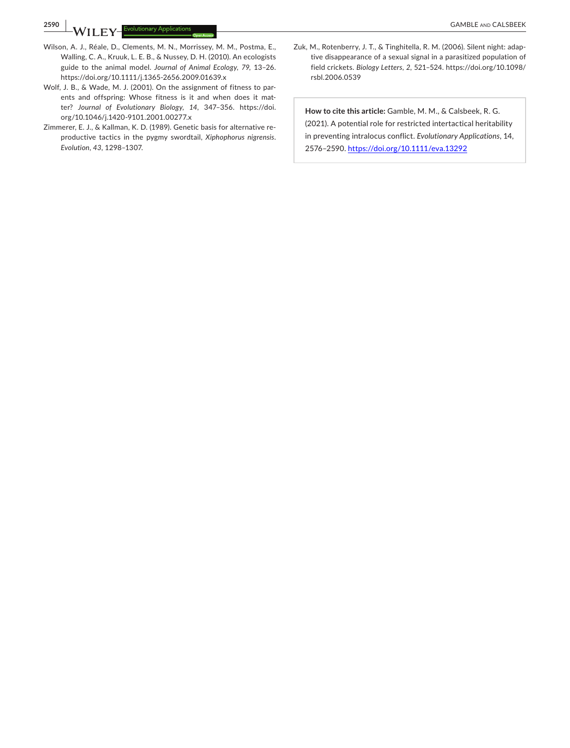Wilson, A. J., Réale, D., Clements, M. N., Morrissey, M. M., Postma, E., Walling, C. A., Kruuk, L. E. B., & Nussey, D. H. (2010). An ecologists guide to the animal model. *Journal of Animal Ecology*, *79*, 13–26. https://doi.org/10.1111/j.1365-2656.2009.01639.x

Wolf, J. B., & Wade, M. J. (2001). On the assignment of fitness to parents and offspring: Whose fitness is it and when does it matter? *Journal of Evolutionary Biology*, *14*, 347–356. https://doi.org/10.1046/j.1420-9101.2001.00277.x

Zimmerer, E. J., & Kallman, K. D. (1989). Genetic basis for alternative reproductive tactics in the pygmy swordtail, *Xiphophorus nigrensis*. *Evolution*, *43*, 1298–1307.

Zuk, M., Rotenberry, J. T., & Tinghitella, R. M. (2006). Silent night: adaptive disappearance of a sexual signal in a parasitized population of field crickets. *Biology Letters*, *2*, 521–524. https://doi.org/10.1098/rsbl.2006.0539

**How to cite this article:** Gamble, M. M., & Calsbeek, R. G. (2021). A potential role for restricted intertactical heritability in preventing intralocus conflict. *Evolutionary Applications*, 14, 2576–2590. https://doi.org/10.1111/eva.13292